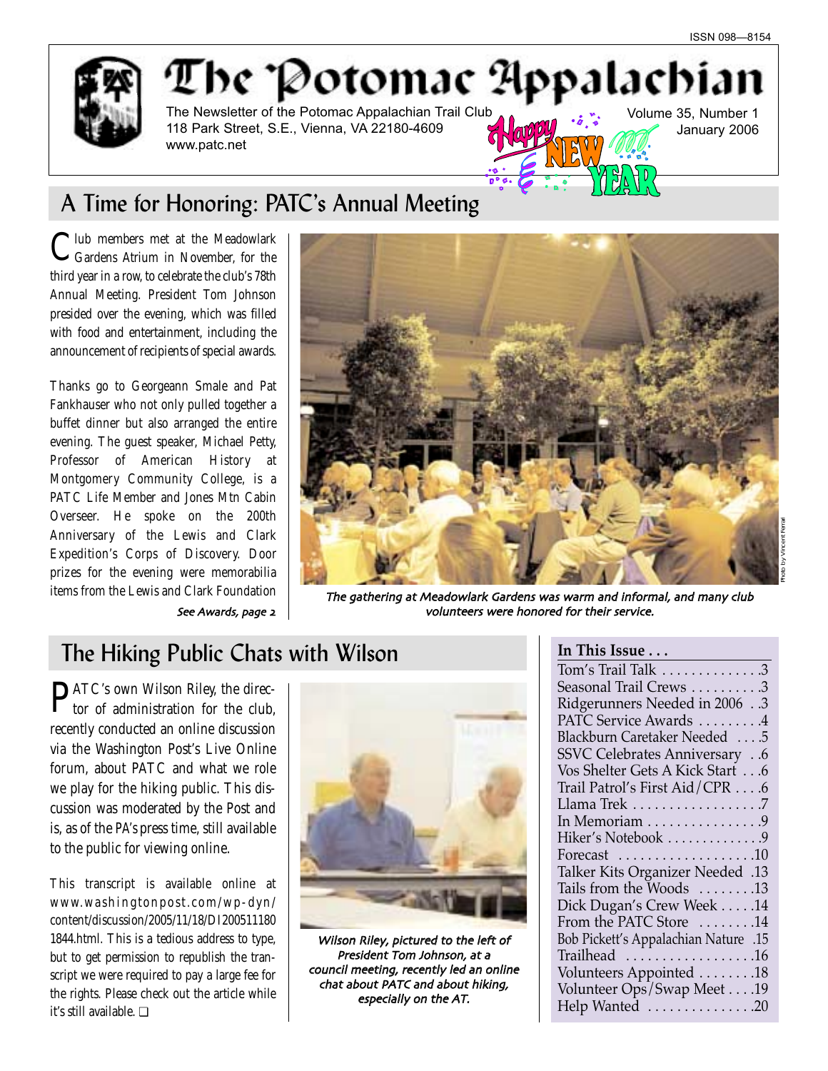ISSN 098—8154

# The Potomac Appalachian

The Newsletter of the Potomac Appalachian Trail Club
118 Park Street, S.E., Vienna, VA 22180-4609
www.patc.net

Volume 35, Number 1
January 2006

Happy NEW YEAR

## A Time for Honoring: PATC's Annual Meeting

Club members met at the Meadowlark Gardens Atrium in November, for the third year in a row, to celebrate the club's 78th Annual Meeting. President Tom Johnson presided over the evening, which was filled with food and entertainment, including the announcement of recipients of special awards.

Thanks go to Georgeann Smale and Pat Fankhauser who not only pulled together a buffet dinner but also arranged the entire evening. The guest speaker, Michael Petty, Professor of American History at Montgomery Community College, is a PATC Life Member and Jones Mtn Cabin Overseer. He spoke on the 200th Anniversary of the Lewis and Clark Expedition's Corps of Discovery. Door prizes for the evening were memorabilia items from the Lewis and Clark Foundation

*See Awards, page 2*

Photo by Vincent Ferrari

*The gathering at Meadowlark Gardens was warm and informal, and many club volunteers were honored for their service.*

## The Hiking Public Chats with Wilson

PATC's own Wilson Riley, the director of administration for the club, recently conducted an online discussion via the Washington Post's Live Online forum, about PATC and what we role we play for the hiking public. This discussion was moderated by the Post and is, as of the *PA*'s press time, still available to the public for viewing online.

This transcript is available online at www.washingtonpost.com/wp-dyn/content/discussion/2005/11/18/DI2005111801844.html. This is a tedious address to type, but to get permission to republish the transcript we were required to pay a large fee for the rights. Please check out the article while it's still available. ❑

*Wilson Riley, pictured to the left of President Tom Johnson, at a council meeting, recently led an online chat about PATC and about hiking, especially on the AT.*

**In This Issue . . .**

| | |
|---|---|
| Tom's Trail Talk | 3 |
| Seasonal Trail Crews | 3 |
| Ridgerunners Needed in 2006 | 3 |
| PATC Service Awards | 4 |
| Blackburn Caretaker Needed | 5 |
| SSVC Celebrates Anniversary | 6 |
| Vos Shelter Gets A Kick Start | 6 |
| Trail Patrol's First Aid/CPR | 6 |
| Llama Trek | 7 |
| In Memoriam | 9 |
| Hiker's Notebook | 9 |
| Forecast | 10 |
| Talker Kits Organizer Needed | 13 |
| Tails from the Woods | 13 |
| Dick Dugan's Crew Week | 14 |
| From the PATC Store | 14 |
| Bob Pickett's Appalachian Nature | 15 |
| Trailhead | 16 |
| Volunteers Appointed | 18 |
| Volunteer Ops/Swap Meet | 19 |
| Help Wanted | 20 |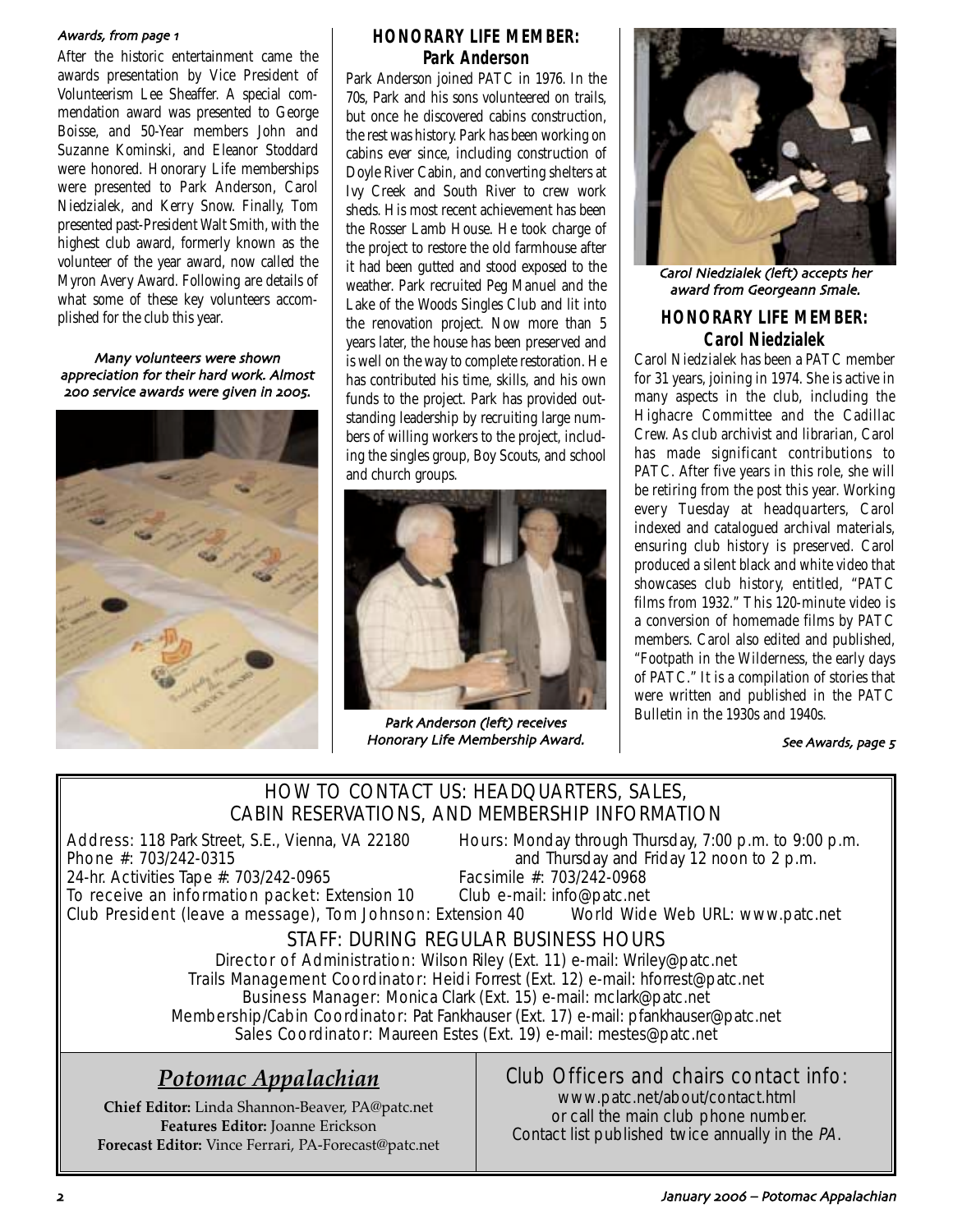*Awards, from page 1*

After the historic entertainment came the awards presentation by Vice President of Volunteerism Lee Sheaffer. A special commendation award was presented to George Boisse, and 50-Year members John and Suzanne Kominski, and Eleanor Stoddard were honored. Honorary Life memberships were presented to Park Anderson, Carol Niedzialek, and Kerry Snow. Finally, Tom presented past-President Walt Smith, with the highest club award, formerly known as the volunteer of the year award, now called the Myron Avery Award. Following are details of what some of these key volunteers accomplished for the club this year.

*Many volunteers were shown appreciation for their hard work. Almost 200 service awards were given in 2005.*

## HONORARY LIFE MEMBER: Park Anderson

Park Anderson joined PATC in 1976. In the 70s, Park and his sons volunteered on trails, but once he discovered cabins construction, the rest was history. Park has been working on cabins ever since, including construction of Doyle River Cabin, and converting shelters at Ivy Creek and South River to crew work sheds. His most recent achievement has been the Rosser Lamb House. He took charge of the project to restore the old farmhouse after it had been gutted and stood exposed to the weather. Park recruited Peg Manuel and the Lake of the Woods Singles Club and lit into the renovation project. Now more than 5 years later, the house has been preserved and is well on the way to complete restoration. He has contributed his time, skills, and his own funds to the project. Park has provided outstanding leadership by recruiting large numbers of willing workers to the project, including the singles group, Boy Scouts, and school and church groups.

*Park Anderson (left) receives Honorary Life Membership Award.*

*Carol Niedzialek (left) accepts her award from Georgeann Smale.*

## HONORARY LIFE MEMBER: Carol Niedzialek

Carol Niedzialek has been a PATC member for 31 years, joining in 1974. She is active in many aspects in the club, including the Highacre Committee and the Cadillac Crew. As club archivist and librarian, Carol has made significant contributions to PATC. After five years in this role, she will be retiring from the post this year. Working every Tuesday at headquarters, Carol indexed and catalogued archival materials, ensuring club history is preserved. Carol produced a silent black and white video that showcases club history, entitled, "PATC films from 1932." This 120-minute video is a conversion of homemade films by PATC members. Carol also edited and published, "Footpath in the Wilderness, the early days of PATC." It is a compilation of stories that were written and published in the PATC Bulletin in the 1930s and 1940s.

*See Awards, page 5*

## HOW TO CONTACT US: HEADQUARTERS, SALES, CABIN RESERVATIONS, AND MEMBERSHIP INFORMATION

Address: 118 Park Street, S.E., Vienna, VA 22180
Phone #: 703/242-0315
24-hr. Activities Tape #: 703/242-0965
To receive an information packet: Extension 10
Club President (leave a message), Tom Johnson: Extension 40
Hours: Monday through Thursday, 7:00 p.m. to 9:00 p.m. and Thursday and Friday 12 noon to 2 p.m.
Facsimile #: 703/242-0968
Club e-mail: info@patc.net
World Wide Web URL: www.patc.net

### STAFF: DURING REGULAR BUSINESS HOURS

Director of Administration: Wilson Riley (Ext. 11) e-mail: Wriley@patc.net
Trails Management Coordinator: Heidi Forrest (Ext. 12) e-mail: hforrest@patc.net
Business Manager: Monica Clark (Ext. 15) e-mail: mclark@patc.net
Membership/Cabin Coordinator: Pat Fankhauser (Ext. 17) e-mail: pfankhauser@patc.net
Sales Coordinator: Maureen Estes (Ext. 19) e-mail: mestes@patc.net

## *Potomac Appalachian*

**Chief Editor:** Linda Shannon-Beaver, PA@patc.net
**Features Editor:** Joanne Erickson
**Forecast Editor:** Vince Ferrari, PA-Forecast@patc.net

Club Officers and chairs contact info:
www.patc.net/about/contact.html
or call the main club phone number.
Contact list published twice annually in the *PA*.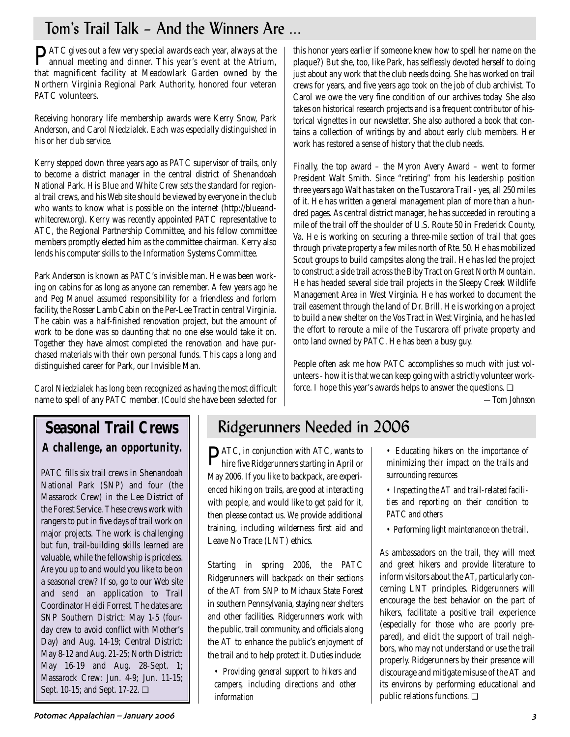## Tom's Trail Talk – And the Winners Are ...

PATC gives out a few very special awards each year, always at the annual meeting and dinner. This year's event at the Atrium, that magnificent facility at Meadowlark Garden owned by the Northern Virginia Regional Park Authority, honored four veteran PATC volunteers.

Receiving honorary life membership awards were Kerry Snow, Park Anderson, and Carol Niedzialek. Each was especially distinguished in his or her club service.

Kerry stepped down three years ago as PATC supervisor of trails, only to become a district manager in the central district of Shenandoah National Park. His Blue and White Crew sets the standard for regional trail crews, and his Web site should be viewed by everyone in the club who wants to know what is possible on the internet (http://blueandwhitecrew.org). Kerry was recently appointed PATC representative to ATC, the Regional Partnership Committee, and his fellow committee members promptly elected him as the committee chairman. Kerry also lends his computer skills to the Information Systems Committee.

Park Anderson is known as PATC's invisible man. He was been working on cabins for as long as anyone can remember. A few years ago he and Peg Manuel assumed responsibility for a friendless and forlorn facility, the Rosser Lamb Cabin on the Per-Lee Tract in central Virginia. The cabin was a half-finished renovation project, but the amount of work to be done was so daunting that no one else would take it on. Together they have almost completed the renovation and have purchased materials with their own personal funds. This caps a long and distinguished career for Park, our Invisible Man.

Carol Niedzialek has long been recognized as having the most difficult name to spell of any PATC member. (Could she have been selected for this honor years earlier if someone knew how to spell her name on the plaque?) But she, too, like Park, has selflessly devoted herself to doing just about any work that the club needs doing. She has worked on trail crews for years, and five years ago took on the job of club archivist. To Carol we owe the very fine condition of our archives today. She also takes on historical research projects and is a frequent contributor of historical vignettes in our newsletter. She also authored a book that contains a collection of writings by and about early club members. Her work has restored a sense of history that the club needs.

Finally, the top award – the Myron Avery Award – went to former President Walt Smith. Since "retiring" from his leadership position three years ago Walt has taken on the Tuscarora Trail - yes, all 250 miles of it. He has written a general management plan of more than a hundred pages. As central district manager, he has succeeded in rerouting a mile of the trail off the shoulder of U.S. Route 50 in Frederick County, Va. He is working on securing a three-mile section of trail that goes through private property a few miles north of Rte. 50. He has mobilized Scout groups to build campsites along the trail. He has led the project to construct a side trail across the Biby Tract on Great North Mountain. He has headed several side trail projects in the Sleepy Creek Wildlife Management Area in West Virginia. He has worked to document the trail easement through the land of Dr. Brill. He is working on a project to build a new shelter on the Vos Tract in West Virginia, and he has led the effort to reroute a mile of the Tuscarora off private property and onto land owned by PATC. He has been a busy guy.

People often ask me how PATC accomplishes so much with just volunteers - how it is that we can keep going with a strictly volunteer workforce. I hope this year's awards helps to answer the questions. ❑

*—Tom Johnson*

## Seasonal Trail Crews

**A challenge, an opportunity.**

PATC fills six trail crews in Shenandoah National Park (SNP) and four (the Massarock Crew) in the Lee District of the Forest Service. These crews work with rangers to put in five days of trail work on major projects. The work is challenging but fun, trail-building skills learned are valuable, while the fellowship is priceless. Are you up to and would you like to be on a seasonal crew? If so, go to our Web site and send an application to Trail Coordinator Heidi Forrest. The dates are: SNP Southern District: May 1-5 (four-day crew to avoid conflict with Mother's Day) and Aug. 14-19; Central District: May 8-12 and Aug. 21-25; North District: May 16-19 and Aug. 28-Sept. 1; Massarock Crew: Jun. 4-9; Jun. 11-15; Sept. 10-15; and Sept. 17-22. ❑

## Ridgerunners Needed in 2006

PATC, in conjunction with ATC, wants to hire five Ridgerunners starting in April or May 2006. If you like to backpack, are experienced hiking on trails, are good at interacting with people, and would like to get paid for it, then please contact us. We provide additional training, including wilderness first aid and Leave No Trace (LNT) ethics.

Starting in spring 2006, the PATC Ridgerunners will backpack on their sections of the AT from SNP to Michaux State Forest in southern Pennsylvania, staying near shelters and other facilities. Ridgerunners work with the public, trail community, and officials along the AT to enhance the public's enjoyment of the trail and to help protect it. Duties include:

- *Providing general support to hikers and campers, including directions and other information*
- *Educating hikers on the importance of minimizing their impact on the trails and surrounding resources*
- *Inspecting the AT and trail-related facilities and reporting on their condition to PATC and others*
- *Performing light maintenance on the trail.*

As ambassadors on the trail, they will meet and greet hikers and provide literature to inform visitors about the AT, particularly concerning LNT principles. Ridgerunners will encourage the best behavior on the part of hikers, facilitate a positive trail experience (especially for those who are poorly prepared), and elicit the support of trail neighbors, who may not understand or use the trail properly. Ridgerunners by their presence will discourage and mitigate misuse of the AT and its environs by performing educational and public relations functions. ❑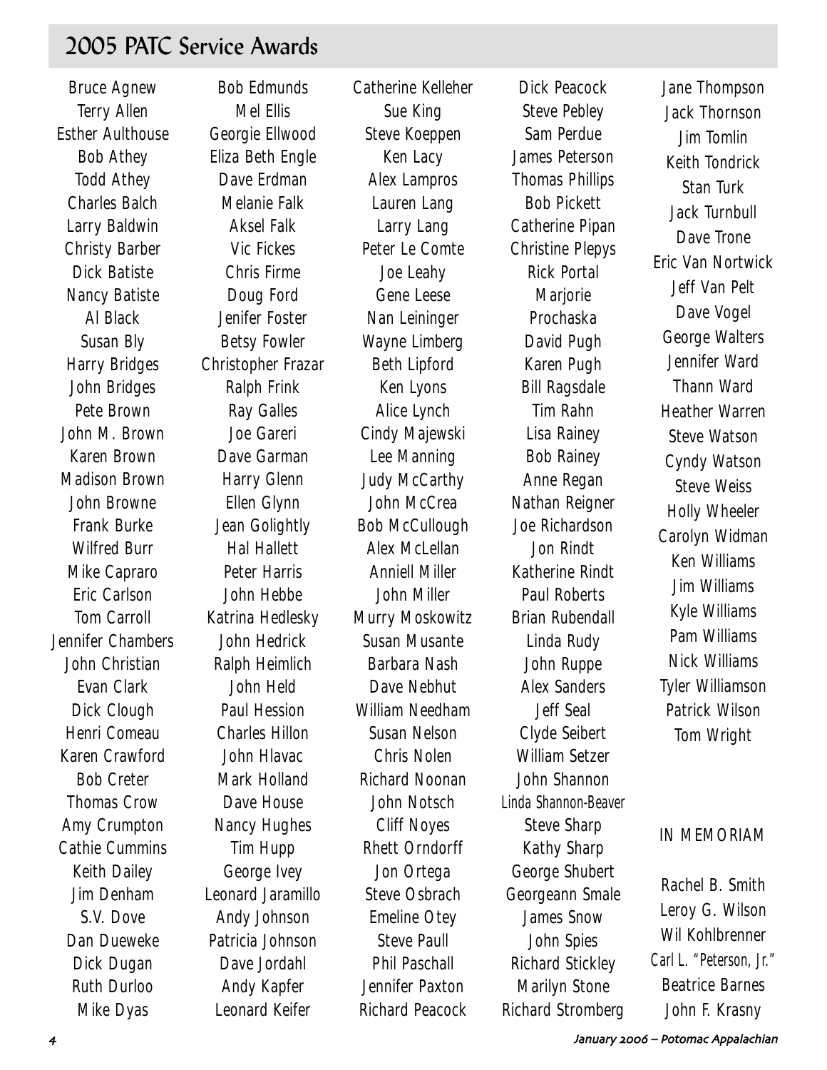## 2005 PATC Service Awards

Bruce Agnew
Terry Allen
Esther Aulthouse
Bob Athey
Todd Athey
Charles Balch
Larry Baldwin
Christy Barber
Dick Batiste
Nancy Batiste
Al Black
Susan Bly
Harry Bridges
John Bridges
Pete Brown
John M. Brown
Karen Brown
Madison Brown
John Browne
Frank Burke
Wilfred Burr
Mike Capraro
Eric Carlson
Tom Carroll
Jennifer Chambers
John Christian
Evan Clark
Dick Clough
Henri Comeau
Karen Crawford
Bob Creter
Thomas Crow
Amy Crumpton
Cathie Cummins
Keith Dailey
Jim Denham
S.V. Dove
Dan Dueweke
Dick Dugan
Ruth Durloo
Mike Dyas
Bob Edmunds
Mel Ellis
Georgie Ellwood
Eliza Beth Engle
Dave Erdman
Melanie Falk
Aksel Falk
Vic Fickes
Chris Firme
Doug Ford
Jenifer Foster
Betsy Fowler
Christopher Frazar
Ralph Frink
Ray Galles
Joe Gareri
Dave Garman
Harry Glenn
Ellen Glynn
Jean Golightly
Hal Hallett
Peter Harris
John Hebbe
Katrina Hedlesky
John Hedrick
Ralph Heimlich
John Held
Paul Hession
Charles Hillon
John Hlavac
Mark Holland
Dave House
Nancy Hughes
Tim Hupp
George Ivey
Leonard Jaramillo
Andy Johnson
Patricia Johnson
Dave Jordahl
Andy Kapfer
Leonard Keifer
Catherine Kelleher
Sue King
Steve Koeppen
Ken Lacy
Alex Lampros
Lauren Lang
Larry Lang
Peter Le Comte
Joe Leahy
Gene Leese
Nan Leininger
Wayne Limberg
Beth Lipford
Ken Lyons
Alice Lynch
Cindy Majewski
Lee Manning
Judy McCarthy
John McCrea
Bob McCullough
Alex McLellan
Anniell Miller
John Miller
Murry Moskowitz
Susan Musante
Barbara Nash
Dave Nebhut
William Needham
Susan Nelson
Chris Nolen
Richard Noonan
John Notsch
Cliff Noyes
Rhett Orndorff
Jon Ortega
Steve Osbrach
Emeline Otey
Steve Paull
Phil Paschall
Jennifer Paxton
Richard Peacock
Dick Peacock
Steve Pebley
Sam Perdue
James Peterson
Thomas Phillips
Bob Pickett
Catherine Pipan
Christine Plepys
Rick Portal
Marjorie Prochaska
David Pugh
Karen Pugh
Bill Ragsdale
Tim Rahn
Lisa Rainey
Bob Rainey
Anne Regan
Nathan Reigner
Joe Richardson
Jon Rindt
Katherine Rindt
Paul Roberts
Brian Rubendall
Linda Rudy
John Ruppe
Alex Sanders
Jeff Seal
Clyde Seibert
William Setzer
John Shannon
Linda Shannon-Beaver
Steve Sharp
Kathy Sharp
George Shubert
Georgeann Smale
James Snow
John Spies
Richard Stickley
Marilyn Stone
Richard Stromberg
Jane Thompson
Jack Thornson
Jim Tomlin
Keith Tondrick
Stan Turk
Jack Turnbull
Dave Trone
Eric Van Nortwick
Jeff Van Pelt
Dave Vogel
George Walters
Jennifer Ward
Thann Ward
Heather Warren
Steve Watson
Cyndy Watson
Steve Weiss
Holly Wheeler
Carolyn Widman
Ken Williams
Jim Williams
Kyle Williams
Pam Williams
Nick Williams
Tyler Williamson
Patrick Wilson
Tom Wright

### IN MEMORIAM

Rachel B. Smith
Leroy G. Wilson
Wil Kohlbrenner
Carl L. "Peterson, Jr."
Beatrice Barnes
John F. Krasny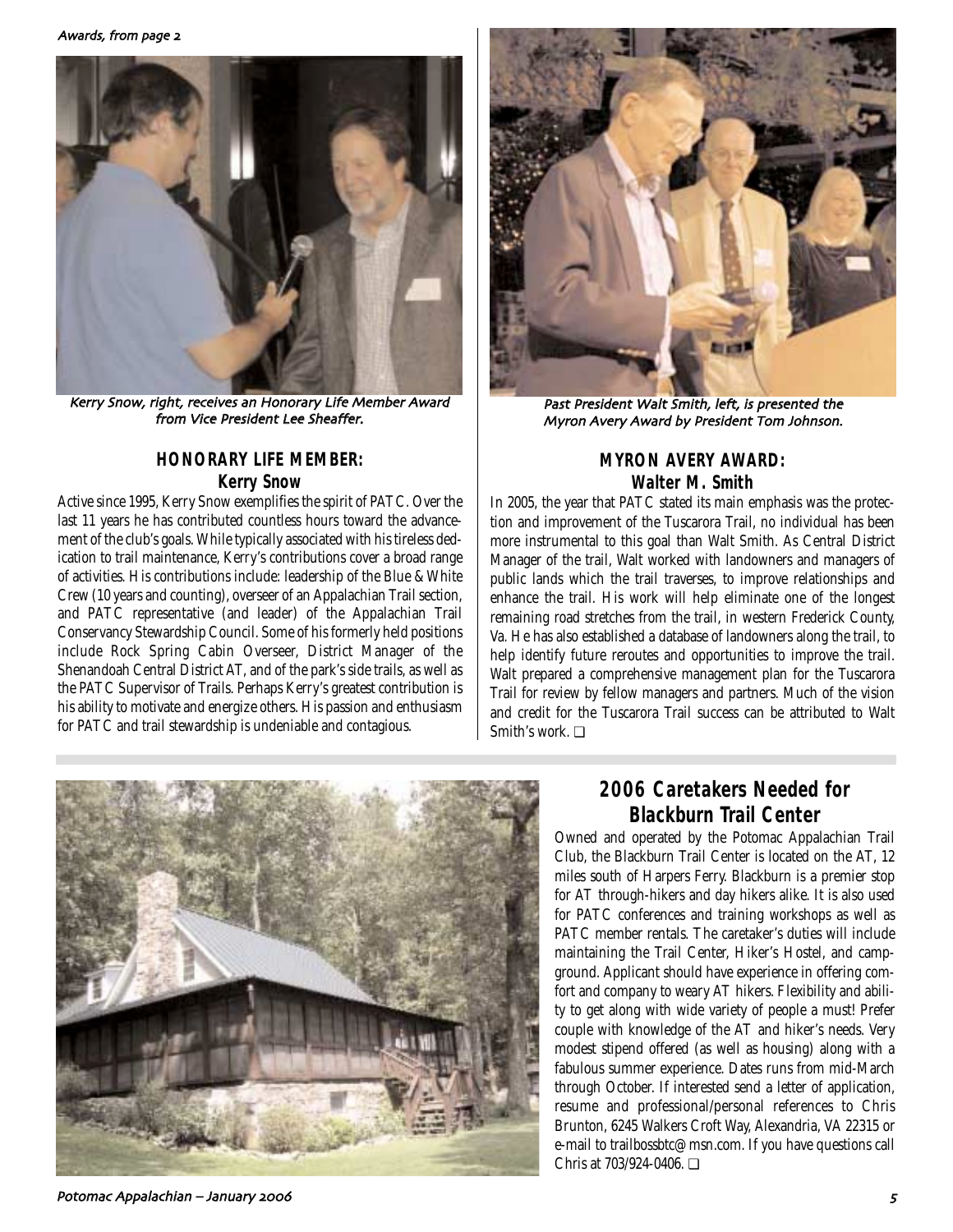*Awards, from page 2*

*Kerry Snow, right, receives an Honorary Life Member Award from Vice President Lee Sheaffer.*

### HONORARY LIFE MEMBER: Kerry Snow

Active since 1995, Kerry Snow exemplifies the spirit of PATC. Over the last 11 years he has contributed countless hours toward the advancement of the club's goals. While typically associated with his tireless dedication to trail maintenance, Kerry's contributions cover a broad range of activities. His contributions include: leadership of the Blue & White Crew (10 years and counting), overseer of an Appalachian Trail section, and PATC representative (and leader) of the Appalachian Trail Conservancy Stewardship Council. Some of his formerly held positions include Rock Spring Cabin Overseer, District Manager of the Shenandoah Central District AT, and of the park's side trails, as well as the PATC Supervisor of Trails. Perhaps Kerry's greatest contribution is his ability to motivate and energize others. His passion and enthusiasm for PATC and trail stewardship is undeniable and contagious.

*Past President Walt Smith, left, is presented the Myron Avery Award by President Tom Johnson.*

### MYRON AVERY AWARD: Walter M. Smith

In 2005, the year that PATC stated its main emphasis was the protection and improvement of the Tuscarora Trail, no individual has been more instrumental to this goal than Walt Smith. As Central District Manager of the trail, Walt worked with landowners and managers of public lands which the trail traverses, to improve relationships and enhance the trail. His work will help eliminate one of the longest remaining road stretches from the trail, in western Frederick County, Va. He has also established a database of landowners along the trail, to help identify future reroutes and opportunities to improve the trail. Walt prepared a comprehensive management plan for the Tuscarora Trail for review by fellow managers and partners. Much of the vision and credit for the Tuscarora Trail success can be attributed to Walt Smith's work. ❑

## 2006 Caretakers Needed for Blackburn Trail Center

Owned and operated by the Potomac Appalachian Trail Club, the Blackburn Trail Center is located on the AT, 12 miles south of Harpers Ferry. Blackburn is a premier stop for AT through-hikers and day hikers alike. It is also used for PATC conferences and training workshops as well as PATC member rentals. The caretaker's duties will include maintaining the Trail Center, Hiker's Hostel, and campground. Applicant should have experience in offering comfort and company to weary AT hikers. Flexibility and ability to get along with wide variety of people a must! Prefer couple with knowledge of the AT and hiker's needs. Very modest stipend offered (as well as housing) along with a fabulous summer experience. Dates runs from mid-March through October. If interested send a letter of application, resume and professional/personal references to Chris Brunton, 6245 Walkers Croft Way, Alexandria, VA 22315 or e-mail to trailbossbtc@msn.com. If you have questions call Chris at 703/924-0406. ❑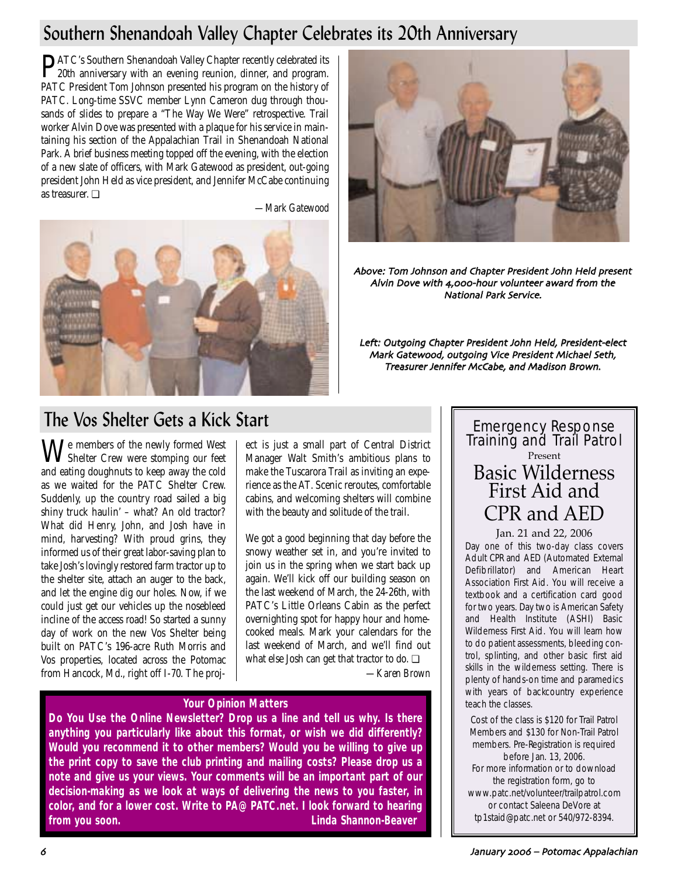## Southern Shenandoah Valley Chapter Celebrates its 20th Anniversary

PATC's Southern Shenandoah Valley Chapter recently celebrated its 20th anniversary with an evening reunion, dinner, and program. PATC President Tom Johnson presented his program on the history of PATC. Long-time SSVC member Lynn Cameron dug through thousands of slides to prepare a "The Way We Were" retrospective. Trail worker Alvin Dove was presented with a plaque for his service in maintaining his section of the Appalachian Trail in Shenandoah National Park. A brief business meeting topped off the evening, with the election of a new slate of officers, with Mark Gatewood as president, out-going president John Held as vice president, and Jennifer McCabe continuing as treasurer. ❑

*—Mark Gatewood*

*Above: Tom Johnson and Chapter President John Held present Alvin Dove with 4,000-hour volunteer award from the National Park Service.*

*Left: Outgoing Chapter President John Held, President-elect Mark Gatewood, outgoing Vice President Michael Seth, Treasurer Jennifer McCabe, and Madison Brown.*

## The Vos Shelter Gets a Kick Start

We members of the newly formed West Shelter Crew were stomping our feet and eating doughnuts to keep away the cold as we waited for the PATC Shelter Crew. Suddenly, up the country road sailed a big shiny truck haulin' – what? An old tractor? What did Henry, John, and Josh have in mind, harvesting? With proud grins, they informed us of their great labor-saving plan to take Josh's lovingly restored farm tractor up to the shelter site, attach an auger to the back, and let the engine dig our holes. Now, if we could just get our vehicles up the nosebleed incline of the access road! So started a sunny day of work on the new Vos Shelter being built on PATC's 196-acre Ruth Morris and Vos properties, located across the Potomac from Hancock, Md., right off I-70. The project is just a small part of Central District Manager Walt Smith's ambitious plans to make the Tuscarora Trail as inviting an experience as the AT. Scenic reroutes, comfortable cabins, and welcoming shelters will combine with the beauty and solitude of the trail.

We got a good beginning that day before the snowy weather set in, and you're invited to join us in the spring when we start back up again. We'll kick off our building season on the last weekend of March, the 24-26th, with PATC's Little Orleans Cabin as the perfect overnighting spot for happy hour and home-cooked meals. Mark your calendars for the last weekend of March, and we'll find out what else Josh can get that tractor to do. ❑

*—Karen Brown*

**Your Opinion Matters**

**Do You Use the Online Newsletter? Drop us a line and tell us why. Is there anything you particularly like about this format, or wish we did differently? Would you recommend it to other members? Would you be willing to give up the print copy to save the club printing and mailing costs? Please drop us a note and give us your views. Your comments will be an important part of our decision-making as we look at ways of delivering the news to you faster, in color, and for a lower cost. Write to PA@PATC.net. I look forward to hearing from you soon. Linda Shannon-Beaver**

### Emergency Response Training and Trail Patrol
Present
### Basic Wilderness First Aid and CPR and AED

Jan. 21 and 22, 2006

Day one of this two-day class covers Adult CPR and AED (Automated External Defibrillator) and American Heart Association First Aid. You will receive a textbook and a certification card good for two years. Day two is American Safety and Health Institute (ASHI) Basic Wilderness First Aid. You will learn how to do patient assessments, bleeding control, splinting, and other basic first aid skills in the wilderness setting. There is plenty of hands-on time and paramedics with years of backcountry experience teach the classes.

Cost of the class is $120 for Trail Patrol Members and $130 for Non-Trail Patrol members. Pre-Registration is required before Jan. 13, 2006.
For more information or to download the registration form, go to www.patc.net/volunteer/trailpatrol.com or contact Saleena DeVore at tp1staid@patc.net or 540/972-8394.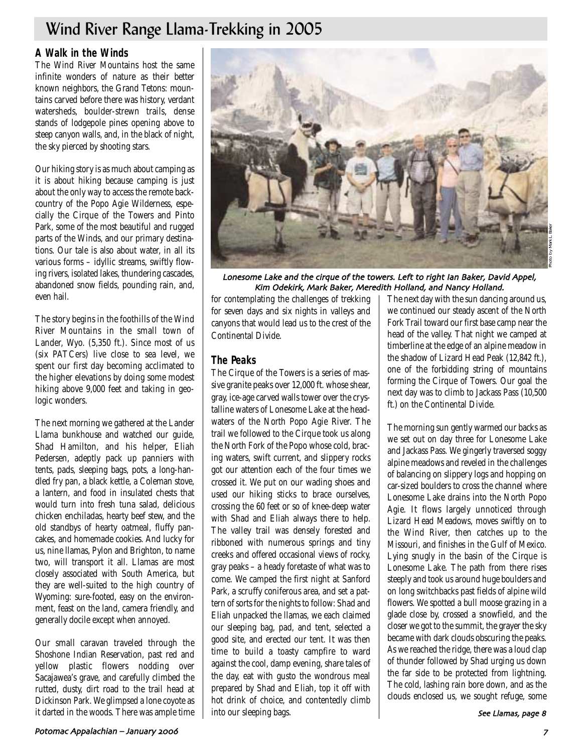# Wind River Range Llama-Trekking in 2005

### A Walk in the Winds

The Wind River Mountains host the same infinite wonders of nature as their better known neighbors, the Grand Tetons: mountains carved before there was history, verdant watersheds, boulder-strewn trails, dense stands of lodgepole pines opening above to steep canyon walls, and, in the black of night, the sky pierced by shooting stars.

Our hiking story is as much about camping as it is about hiking because camping is just about the only way to access the remote backcountry of the Popo Agie Wilderness, especially the Cirque of the Towers and Pinto Park, some of the most beautiful and rugged parts of the Winds, and our primary destinations. Our tale is also about water, in all its various forms – idyllic streams, swiftly flowing rivers, isolated lakes, thundering cascades, abandoned snow fields, pounding rain, and, even hail.

The story begins in the foothills of the Wind River Mountains in the small town of Lander, Wyo. (5,350 ft.). Since most of us (six PATCers) live close to sea level, we spent our first day becoming acclimated to the higher elevations by doing some modest hiking above 9,000 feet and taking in geologic wonders.

The next morning we gathered at the Lander Llama bunkhouse and watched our guide, Shad Hamilton, and his helper, Eliah Pedersen, adeptly pack up panniers with tents, pads, sleeping bags, pots, a long-handled fry pan, a black kettle, a Coleman stove, a lantern, and food in insulated chests that would turn into fresh tuna salad, delicious chicken enchiladas, hearty beef stew, and the old standbys of hearty oatmeal, fluffy pancakes, and homemade cookies. And lucky for us, nine llamas, Pylon and Brighton, to name two, would transport it all. Llamas are most closely associated with South America, but they are well-suited to the high country of Wyoming: sure-footed, easy on the environment, feast on the land, camera friendly, and generally docile except when annoyed.

Our small caravan traveled through the Shoshone Indian Reservation, past red and yellow plastic flowers nodding over Sacajawea's grave, and carefully climbed the rutted, dusty, dirt road to the trail head at Dickinson Park. We glimpsed a lone coyote as it darted in the woods. There was ample time for contemplating the challenges of trekking for seven days and six nights in valleys and canyons that would lead us to the crest of the Continental Divide.

*Lonesome Lake and the cirque of the towers. Left to right Ian Baker, David Appel, Kim Odekirk, Mark Baker, Meredith Holland, and Nancy Holland.*

Photo by Mark L. Baker

### The Peaks

The Cirque of the Towers is a series of massive granite peaks over 12,000 ft. whose shear, gray, ice-age carved walls tower over the crystalline waters of Lonesome Lake at the headwaters of the North Popo Agie River. The trail we followed to the Cirque took us along the North Fork of the Popo whose cold, bracing waters, swift current, and slippery rocks got our attention each of the four times we crossed it. We put on our wading shoes and used our hiking sticks to brace ourselves, crossing the 60 feet or so of knee-deep water with Shad and Eliah always there to help. The valley trail was densely forested and ribboned with numerous springs and tiny creeks and offered occasional views of rocky, gray peaks – a heady foretaste of what was to come. We camped the first night at Sanford Park, a scruffy coniferous area, and set a pattern of sorts for the nights to follow: Shad and Eliah unpacked the llamas, we each claimed our sleeping bag, pad, and tent, selected a good site, and erected our tent. It was then time to build a toasty campfire to ward against the cool, damp evening, share tales of the day, eat with gusto the wondrous meal prepared by Shad and Eliah, top it off with hot drink of choice, and contentedly climb into our sleeping bags.

The next day with the sun dancing around us, we continued our steady ascent of the North Fork Trail toward our first base camp near the head of the valley. That night we camped at timberline at the edge of an alpine meadow in the shadow of Lizard Head Peak (12,842 ft.), one of the forbidding string of mountains forming the Cirque of Towers. Our goal the next day was to climb to Jackass Pass (10,500 ft.) on the Continental Divide.

The morning sun gently warmed our backs as we set out on day three for Lonesome Lake and Jackass Pass. We gingerly traversed soggy alpine meadows and reveled in the challenges of balancing on slippery logs and hopping on car-sized boulders to cross the channel where Lonesome Lake drains into the North Popo Agie. It flows largely unnoticed through Lizard Head Meadows, moves swiftly on to the Wind River, then catches up to the Missouri, and finishes in the Gulf of Mexico. Lying snugly in the basin of the Cirque is Lonesome Lake. The path from there rises steeply and took us around huge boulders and on long switchbacks past fields of alpine wild flowers. We spotted a bull moose grazing in a glade close by, crossed a snowfield, and the closer we got to the summit, the grayer the sky became with dark clouds obscuring the peaks. As we reached the ridge, there was a loud clap of thunder followed by Shad urging us down the far side to be protected from lightning. The cold, lashing rain bore down, and as the clouds enclosed us, we sought refuge, some

*See Llamas, page 8*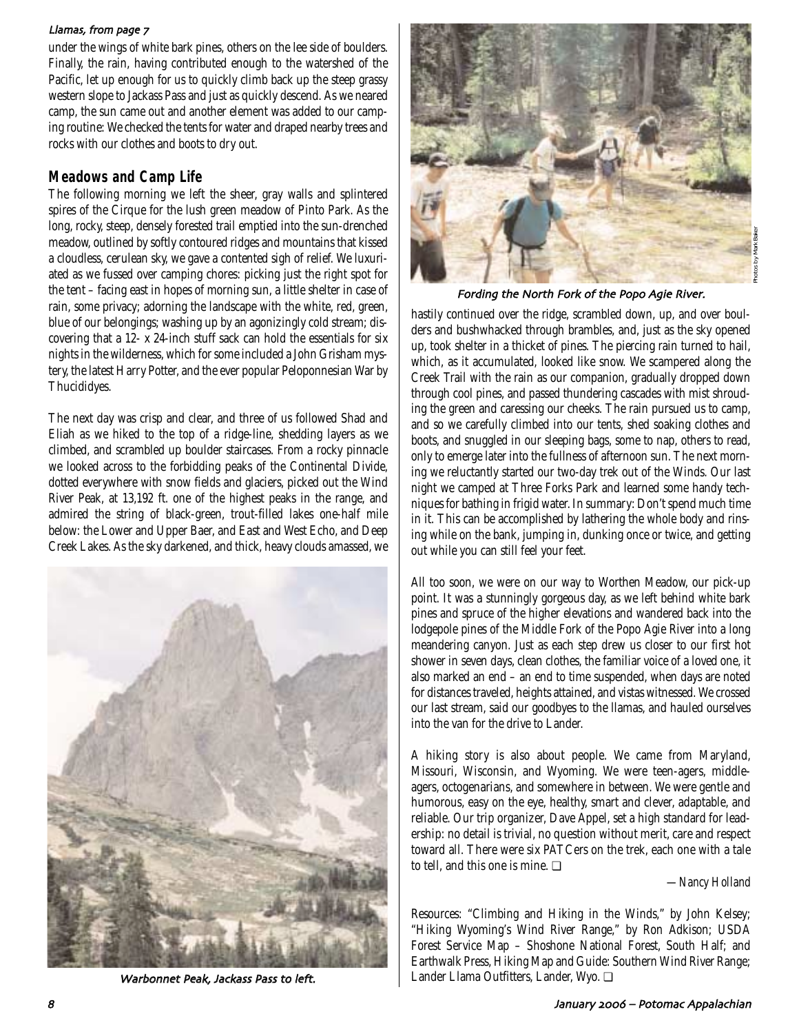*Llamas, from page 7*

under the wings of white bark pines, others on the lee side of boulders. Finally, the rain, having contributed enough to the watershed of the Pacific, let up enough for us to quickly climb back up the steep grassy western slope to Jackass Pass and just as quickly descend. As we neared camp, the sun came out and another element was added to our camping routine: We checked the tents for water and draped nearby trees and rocks with our clothes and boots to dry out.

## Meadows and Camp Life

The following morning we left the sheer, gray walls and splintered spires of the Cirque for the lush green meadow of Pinto Park. As the long, rocky, steep, densely forested trail emptied into the sun-drenched meadow, outlined by softly contoured ridges and mountains that kissed a cloudless, cerulean sky, we gave a contented sigh of relief. We luxuriated as we fussed over camping chores: picking just the right spot for the tent – facing east in hopes of morning sun, a little shelter in case of rain, some privacy; adorning the landscape with the white, red, green, blue of our belongings; washing up by an agonizingly cold stream; discovering that a 12- x 24-inch stuff sack can hold the essentials for six nights in the wilderness, which for some included a John Grisham mystery, the latest Harry Potter, and the ever popular Peloponnesian War by Thucididyes.

The next day was crisp and clear, and three of us followed Shad and Eliah as we hiked to the top of a ridge-line, shedding layers as we climbed, and scrambled up boulder staircases. From a rocky pinnacle we looked across to the forbidding peaks of the Continental Divide, dotted everywhere with snow fields and glaciers, picked out the Wind River Peak, at 13,192 ft. one of the highest peaks in the range, and admired the string of black-green, trout-filled lakes one-half mile below: the Lower and Upper Baer, and East and West Echo, and Deep Creek Lakes. As the sky darkened, and thick, heavy clouds amassed, we hastily continued over the ridge, scrambled down, up, and over boulders and bushwhacked through brambles, and, just as the sky opened up, took shelter in a thicket of pines. The piercing rain turned to hail, which, as it accumulated, looked like snow. We scampered along the Creek Trail with the rain as our companion, gradually dropped down through cool pines, and passed thundering cascades with mist shrouding the green and caressing our cheeks. The rain pursued us to camp, and so we carefully climbed into our tents, shed soaking clothes and boots, and snuggled in our sleeping bags, some to nap, others to read, only to emerge later into the fullness of afternoon sun. The next morning we reluctantly started our two-day trek out of the Winds. Our last night we camped at Three Forks Park and learned some handy techniques for bathing in frigid water. In summary: Don't spend much time in it. This can be accomplished by lathering the whole body and rinsing while on the bank, jumping in, dunking once or twice, and getting out while you can still feel your feet.

*Warbonnet Peak, Jackass Pass to left.*

*Fording the North Fork of the Popo Agie River.*

Photos by Mark Baker

All too soon, we were on our way to Worthen Meadow, our pick-up point. It was a stunningly gorgeous day, as we left behind white bark pines and spruce of the higher elevations and wandered back into the lodgepole pines of the Middle Fork of the Popo Agie River into a long meandering canyon. Just as each step drew us closer to our first hot shower in seven days, clean clothes, the familiar voice of a loved one, it also marked an end – an end to time suspended, when days are noted for distances traveled, heights attained, and vistas witnessed. We crossed our last stream, said our goodbyes to the llamas, and hauled ourselves into the van for the drive to Lander.

A hiking story is also about people. We came from Maryland, Missouri, Wisconsin, and Wyoming. We were teen-agers, middle-agers, octogenarians, and somewhere in between. We were gentle and humorous, easy on the eye, healthy, smart and clever, adaptable, and reliable. Our trip organizer, Dave Appel, set a high standard for leadership: no detail is trivial, no question without merit, care and respect toward all. There were six PATCers on the trek, each one with a tale to tell, and this one is mine. ❑

—*Nancy Holland*

Resources: "Climbing and Hiking in the Winds," by John Kelsey; "Hiking Wyoming's Wind River Range," by Ron Adkison; USDA Forest Service Map – Shoshone National Forest, South Half; and Earthwalk Press, Hiking Map and Guide: Southern Wind River Range; Lander Llama Outfitters, Lander, Wyo. ❑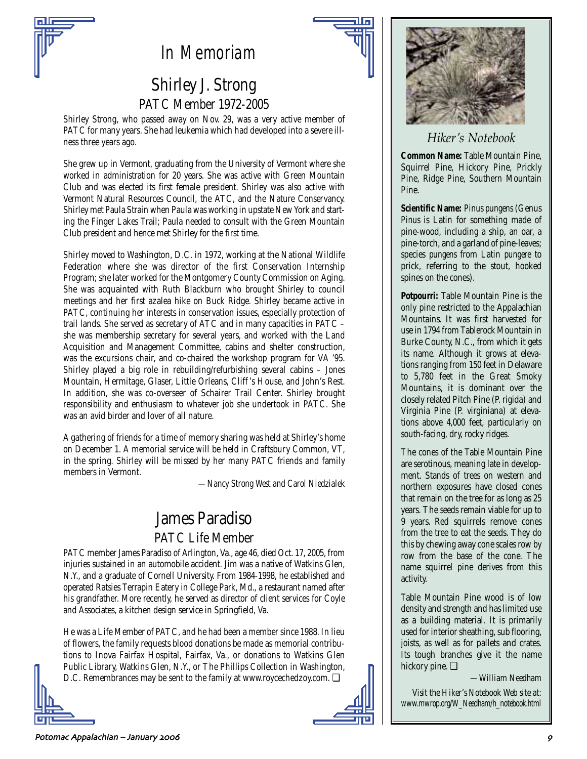# In Memoriam

## Shirley J. Strong

### PATC Member 1972-2005

Shirley Strong, who passed away on Nov. 29, was a very active member of PATC for many years. She had leukemia which had developed into a severe illness three years ago.

She grew up in Vermont, graduating from the University of Vermont where she worked in administration for 20 years. She was active with Green Mountain Club and was elected its first female president. Shirley was also active with Vermont Natural Resources Council, the ATC, and the Nature Conservancy. Shirley met Paula Strain when Paula was working in upstate New York and starting the Finger Lakes Trail; Paula needed to consult with the Green Mountain Club president and hence met Shirley for the first time.

Shirley moved to Washington, D.C. in 1972, working at the National Wildlife Federation where she was director of the first Conservation Internship Program; she later worked for the Montgomery County Commission on Aging. She was acquainted with Ruth Blackburn who brought Shirley to council meetings and her first azalea hike on Buck Ridge. Shirley became active in PATC, continuing her interests in conservation issues, especially protection of trail lands. She served as secretary of ATC and in many capacities in PATC – she was membership secretary for several years, and worked with the Land Acquisition and Management Committee, cabins and shelter construction, was the excursions chair, and co-chaired the workshop program for VA '95. Shirley played a big role in rebuilding/refurbishing several cabins – Jones Mountain, Hermitage, Glaser, Little Orleans, Cliff's House, and John's Rest. In addition, she was co-overseer of Schairer Trail Center. Shirley brought responsibility and enthusiasm to whatever job she undertook in PATC. She was an avid birder and lover of all nature.

A gathering of friends for a time of memory sharing was held at Shirley's home on December 1. A memorial service will be held in Craftsbury Common, VT, in the spring. Shirley will be missed by her many PATC friends and family members in Vermont.

*—Nancy Strong West and Carol Niedzialek*

## James Paradiso

### PATC Life Member

PATC member James Paradiso of Arlington, Va., age 46, died Oct. 17, 2005, from injuries sustained in an automobile accident. Jim was a native of Watkins Glen, N.Y., and a graduate of Cornell University. From 1984-1998, he established and operated Ratsies Terrapin Eatery in College Park, Md., a restaurant named after his grandfather. More recently, he served as director of client services for Coyle and Associates, a kitchen design service in Springfield, Va.

He was a Life Member of PATC, and he had been a member since 1988. In lieu of flowers, the family requests blood donations be made as memorial contributions to Inova Fairfax Hospital, Fairfax, Va., or donations to Watkins Glen Public Library, Watkins Glen, N.Y., or The Phillips Collection in Washington, D.C. Remembrances may be sent to the family at www.roycechedzoy.com. ❑

---

## *Hiker's Notebook*

**Common Name:** Table Mountain Pine, Squirrel Pine, Hickory Pine, Prickly Pine, Ridge Pine, Southern Mountain Pine.

**Scientific Name:** *Pinus pungens* (Genus *Pinus* is Latin for something made of pine-wood, including a ship, an oar, a pine-torch, and a garland of pine-leaves; species *pungens* from Latin *pungere* to prick, referring to the stout, hooked spines on the cones).

**Potpourri:** Table Mountain Pine is the only pine restricted to the Appalachian Mountains. It was first harvested for use in 1794 from Tablerock Mountain in Burke County, N.C., from which it gets its name. Although it grows at elevations ranging from 150 feet in Delaware to 5,780 feet in the Great Smoky Mountains, it is dominant over the closely related Pitch Pine (*P. rigida*) and Virginia Pine (*P. virginiana*) at elevations above 4,000 feet, particularly on south-facing, dry, rocky ridges.

The cones of the Table Mountain Pine are serotinous, meaning late in development. Stands of trees on western and northern exposures have closed cones that remain on the tree for as long as 25 years. The seeds remain viable for up to 9 years. Red squirrels remove cones from the tree to eat the seeds. They do this by chewing away cone scales row by row from the base of the cone. The name squirrel pine derives from this activity.

Table Mountain Pine wood is of low density and strength and has limited use as a building material. It is primarily used for interior sheathing, sub flooring, joists, as well as for pallets and crates. Its tough branches give it the name hickory pine. ❑

*—William Needham*

*Visit the Hiker's Notebook Web site at: www.mwrop.org/W_Needham/h_notebook.html*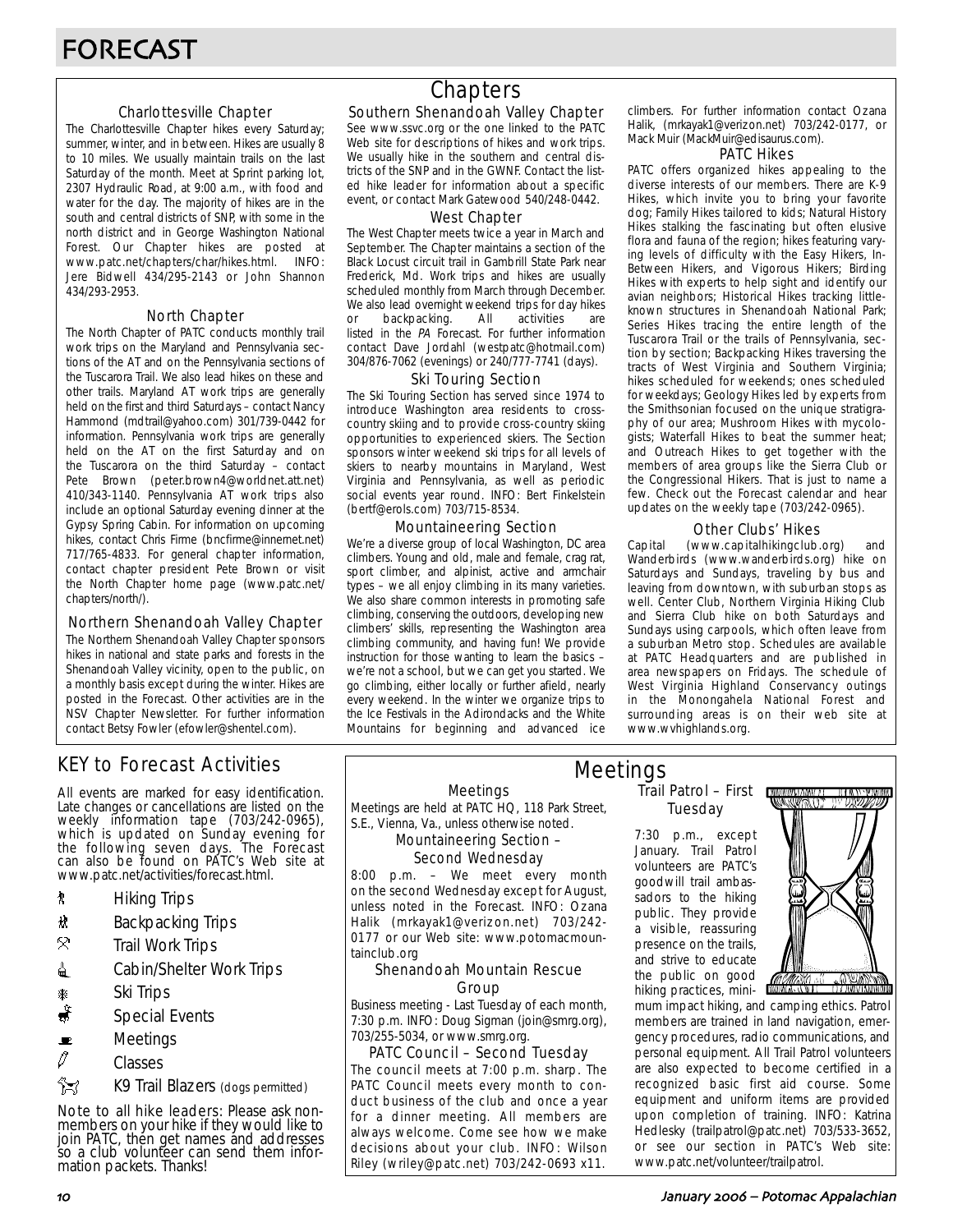# FORECAST

## Chapters

### Charlottesville Chapter

The Charlottesville Chapter hikes every Saturday; summer, winter, and in between. Hikes are usually 8 to 10 miles. We usually maintain trails on the last Saturday of the month. Meet at Sprint parking lot, 2307 Hydraulic Road, at 9:00 a.m., with food and water for the day. The majority of hikes are in the south and central districts of SNP, with some in the north district and in George Washington National Forest. Our Chapter hikes are posted at www.patc.net/chapters/char/hikes.html. INFO: Jere Bidwell 434/295-2143 or John Shannon 434/293-2953.

### North Chapter

The North Chapter of PATC conducts monthly trail work trips on the Maryland and Pennsylvania sections of the AT and on the Pennsylvania sections of the Tuscarora Trail. We also lead hikes on these and other trails. Maryland AT work trips are generally held on the first and third Saturdays – contact Nancy Hammond (mdtrail@yahoo.com) 301/739-0442 for information. Pennsylvania work trips are generally held on the AT on the first Saturday and on the Tuscarora on the third Saturday – contact Pete Brown (peter.brown4@worldnet.att.net) 410/343-1140. Pennsylvania AT work trips also include an optional Saturday evening dinner at the Gypsy Spring Cabin. For information on upcoming hikes, contact Chris Firme (bncfirme@innernet.net) 717/765-4833. For general chapter information, contact chapter president Pete Brown or visit the North Chapter home page (www.patc.net/chapters/north/).

### Northern Shenandoah Valley Chapter

The Northern Shenandoah Valley Chapter sponsors hikes in national and state parks and forests in the Shenandoah Valley vicinity, open to the public, on a monthly basis except during the winter. Hikes are posted in the Forecast. Other activities are in the NSV Chapter Newsletter. For further information contact Betsy Fowler (efowler@shentel.com).

### Southern Shenandoah Valley Chapter

See www.ssvc.org or the one linked to the PATC Web site for descriptions of hikes and work trips. We usually hike in the southern and central districts of the SNP and in the GWNF. Contact the listed hike leader for information about a specific event, or contact Mark Gatewood 540/248-0442.

### West Chapter

The West Chapter meets twice a year in March and September. The Chapter maintains a section of the Black Locust circuit trail in Gambrill State Park near Frederick, Md. Work trips and hikes are usually scheduled monthly from March through December. We also lead overnight weekend trips for day hikes or backpacking. All activities are listed in the *PA* Forecast. For further information contact Dave Jordahl (westpatc@hotmail.com) 304/876-7062 (evenings) or 240/777-7741 (days).

### Ski Touring Section

The Ski Touring Section has served since 1974 to introduce Washington area residents to cross-country skiing and to provide cross-country skiing opportunities to experienced skiers. The Section sponsors winter weekend ski trips for all levels of skiers to nearby mountains in Maryland, West Virginia and Pennsylvania, as well as periodic social events year round. INFO: Bert Finkelstein (bertf@erols.com) 703/715-8534.

### Mountaineering Section

We're a diverse group of local Washington, DC area climbers. Young and old, male and female, crag rat, sport climber, and alpinist, active and armchair types – we all enjoy climbing in its many varieties. We also share common interests in promoting safe climbing, conserving the outdoors, developing new climbers' skills, representing the Washington area climbing community, and having fun! We provide instruction for those wanting to learn the basics – we're not a school, but we can get you started. We go climbing, either locally or further afield, nearly every weekend. In the winter we organize trips to the Ice Festivals in the Adirondacks and the White Mountains for beginning and advanced ice climbers. For further information contact Ozana Halik, (mrkayak1@verizon.net) 703/242-0177, or Mack Muir (MackMuir@edisaurus.com).

### PATC Hikes

PATC offers organized hikes appealing to the diverse interests of our members. There are K-9 Hikes, which invite you to bring your favorite dog; Family Hikes tailored to kids; Natural History Hikes stalking the fascinating but often elusive flora and fauna of the region; hikes featuring varying levels of difficulty with the Easy Hikers, In-Between Hikers, and Vigorous Hikers; Birding Hikes with experts to help sight and identify our avian neighbors; Historical Hikes tracking little-known structures in Shenandoah National Park; Series Hikes tracing the entire length of the Tuscarora Trail or the trails of Pennsylvania, section by section; Backpacking Hikes traversing the tracts of West Virginia and Southern Virginia; hikes scheduled for weekends; ones scheduled for weekdays; Geology Hikes led by experts from the Smithsonian focused on the unique stratigraphy of our area; Mushroom Hikes with mycologists; Waterfall Hikes to beat the summer heat; and Outreach Hikes to get together with the members of area groups like the Sierra Club or the Congressional Hikers. That is just to name a few. Check out the Forecast calendar and hear updates on the weekly tape (703/242-0965).

### Other Clubs' Hikes

Capital (www.capitalhikingclub.org) and Wanderbirds (www.wanderbirds.org) hike on Saturdays and Sundays, traveling by bus and leaving from downtown, with suburban stops as well. Center Club, Northern Virginia Hiking Club and Sierra Club hike on both Saturdays and Sundays using carpools, which often leave from a suburban Metro stop. Schedules are available at PATC Headquarters and are published in area newspapers on Fridays. The schedule of West Virginia Highland Conservancy outings in the Monongahela National Forest and surrounding areas is on their web site at www.wvhighlands.org.

## KEY to Forecast Activities

All events are marked for easy identification. Late changes or cancellations are listed on the weekly information tape (703/242-0965), which is updated on Sunday evening for the following seven days. The Forecast can also be found on PATC's Web site at www.patc.net/activities/forecast.html.

- Hiking Trips
- Backpacking Trips
- Trail Work Trips
- Cabin/Shelter Work Trips
- Ski Trips
- Special Events
- Meetings
- Classes
- K9 Trail Blazers (dogs permitted)

Note to all hike leaders: Please ask non-members on your hike if they would like to join PATC, then get names and addresses so a club volunteer can send them information packets. Thanks!

## Meetings

### Meetings

Meetings are held at PATC HQ, 118 Park Street, S.E., Vienna, Va., unless otherwise noted.

### Mountaineering Section – Second Wednesday

8:00 p.m. – We meet every month on the second Wednesday except for August, unless noted in the Forecast. INFO: Ozana Halik (mrkayak1@verizon.net) 703/242-0177 or our Web site: www.potomacmountainclub.org

### Shenandoah Mountain Rescue Group

Business meeting - Last Tuesday of each month, 7:30 p.m. INFO: Doug Sigman (join@smrg.org), 703/255-5034, or www.smrg.org.

### PATC Council – Second Tuesday

The council meets at 7:00 p.m. sharp. The PATC Council meets every month to conduct business of the club and once a year for a dinner meeting. All members are always welcome. Come see how we make decisions about your club. INFO: Wilson Riley (wriley@patc.net) 703/242-0693 x11.

### Trail Patrol – First Tuesday

7:30 p.m., except January. Trail Patrol volunteers are PATC's goodwill trail ambassadors to the hiking public. They provide a visible, reassuring presence on the trails, and strive to educate the public on good hiking practices, minimum impact hiking, and camping ethics. Patrol members are trained in land navigation, emergency procedures, radio communications, and personal equipment. All Trail Patrol volunteers are also expected to become certified in a recognized basic first aid course. Some equipment and uniform items are provided upon completion of training. INFO: Katrina Hedlesky (trailpatrol@patc.net) 703/533-3652, or see our section in PATC's Web site: www.patc.net/volunteer/trailpatrol.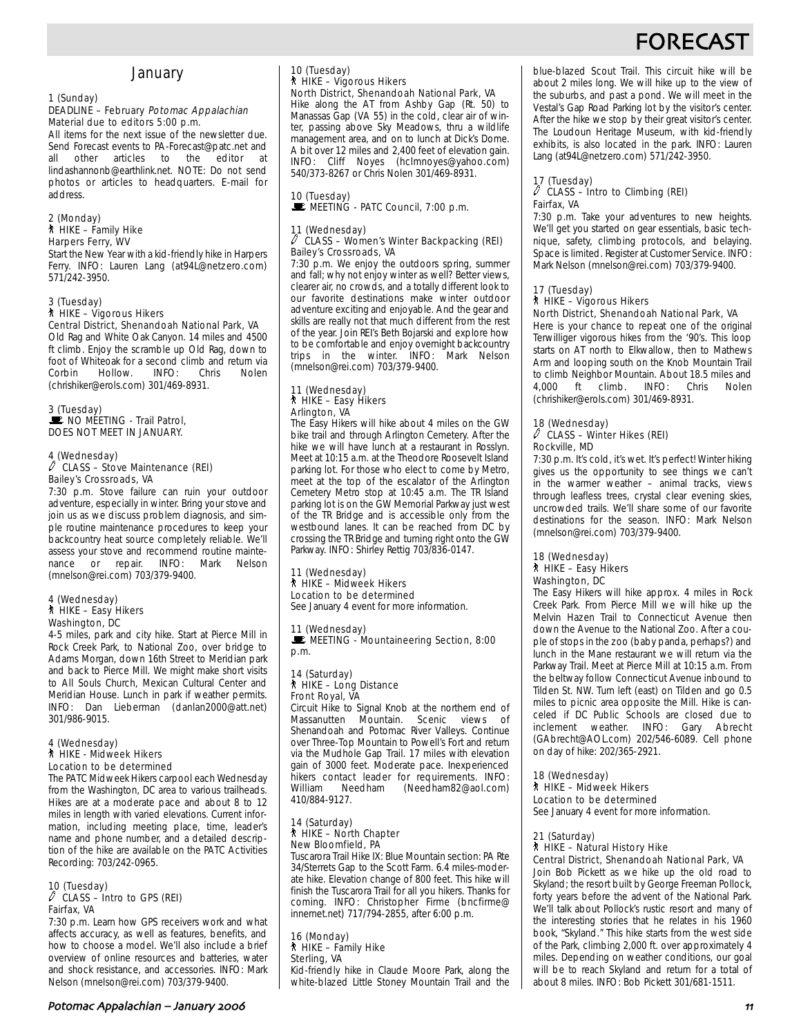# FORECAST

## January

**1 (Sunday)**
DEADLINE – February *Potomac Appalachian*
Material due to editors 5:00 p.m.
All items for the next issue of the newsletter due. Send Forecast events to PA-Forecast@patc.net and all other articles to the editor at lindashannonb@earthlink.net. NOTE: Do not send photos or articles to headquarters. E-mail for address.

**2 (Monday)**
HIKE – Family Hike
Harpers Ferry, WV
Start the New Year with a kid-friendly hike in Harpers Ferry. INFO: Lauren Lang (at94L@netzero.com) 571/242-3950.

**3 (Tuesday)**
HIKE – Vigorous Hikers
Central District, Shenandoah National Park, VA
Old Rag and White Oak Canyon. 14 miles and 4500 ft climb. Enjoy the scramble up Old Rag, down to foot of Whiteoak for a second climb and return via Corbin Hollow. INFO: Chris Nolen (chrishiker@erols.com) 301/469-8931.

**3 (Tuesday)**
NO MEETING - Trail Patrol,
DOES NOT MEET IN JANUARY.

**4 (Wednesday)**
CLASS – Stove Maintenance (REI)
Bailey's Crossroads, VA
7:30 p.m. Stove failure can ruin your outdoor adventure, especially in winter. Bring your stove and join us as we discuss problem diagnosis, and simple routine maintenance procedures to keep your backcountry heat source completely reliable. We'll assess your stove and recommend routine maintenance or repair. INFO: Mark Nelson (mnelson@rei.com) 703/379-9400.

**4 (Wednesday)**
HIKE – Easy Hikers
Washington, DC
4-5 miles, park and city hike. Start at Pierce Mill in Rock Creek Park, to National Zoo, over bridge to Adams Morgan, down 16th Street to Meridian park and back to Pierce Mill. We might make short visits to All Souls Church, Mexican Cultural Center and Meridian House. Lunch in park if weather permits. INFO: Dan Lieberman (danlan2000@att.net) 301/986-9015.

**4 (Wednesday)**
HIKE - Midweek Hikers
Location to be determined
The PATC Midweek Hikers carpool each Wednesday from the Washington, DC area to various trailheads. Hikes are at a moderate pace and about 8 to 12 miles in length with varied elevations. Current information, including meeting place, time, leader's name and phone number, and a detailed description of the hike are available on the PATC Activities Recording: 703/242-0965.

**10 (Tuesday)**
CLASS – Intro to GPS (REI)
Fairfax, VA
7:30 p.m. Learn how GPS receivers work and what affects accuracy, as well as features, benefits, and how to choose a model. We'll also include a brief overview of online resources and batteries, water and shock resistance, and accessories. INFO: Mark Nelson (mnelson@rei.com) 703/379-9400.

**10 (Tuesday)**
HIKE – Vigorous Hikers
North District, Shenandoah National Park, VA
Hike along the AT from Ashby Gap (Rt. 50) to Manassas Gap (VA 55) in the cold, clear air of winter, passing above Sky Meadows, thru a wildlife management area, and on to lunch at Dick's Dome. A bit over 12 miles and 2,400 feet of elevation gain. INFO: Cliff Noyes (hclmnoyes@yahoo.com) 540/373-8267 or Chris Nolen 301/469-8931.

**10 (Tuesday)**
MEETING - PATC Council, 7:00 p.m.

**11 (Wednesday)**
CLASS – Women's Winter Backpacking (REI)
Bailey's Crossroads, VA
7:30 p.m. We enjoy the outdoors spring, summer and fall; why not enjoy winter as well? Better views, clearer air, no crowds, and a totally different look to our favorite destinations make winter outdoor adventure exciting and enjoyable. And the gear and skills are really not that much different from the rest of the year. Join REI's Beth Bojarski and explore how to be comfortable and enjoy overnight backcountry trips in the winter. INFO: Mark Nelson (mnelson@rei.com) 703/379-9400.

**11 (Wednesday)**
HIKE – Easy Hikers
Arlington, VA
The Easy Hikers will hike about 4 miles on the GW bike trail and through Arlington Cemetery. After the hike we will have lunch at a restaurant in Rosslyn. Meet at 10:15 a.m. at the Theodore Roosevelt Island parking lot. For those who elect to come by Metro, meet at the top of the escalator of the Arlington Cemetery Metro stop at 10:45 a.m. The TR Island parking lot is on the GW Memorial Parkway just west of the TR Bridge and is accessible only from the westbound lanes. It can be reached from DC by crossing the TR Bridge and turning right onto the GW Parkway. INFO: Shirley Rettig 703/836-0147.

**11 (Wednesday)**
HIKE – Midweek Hikers
Location to be determined
See January 4 event for more information.

**11 (Wednesday)**
MEETING - Mountaineering Section, 8:00 p.m.

**14 (Saturday)**
HIKE – Long Distance
Front Royal, VA
Circuit Hike to Signal Knob at the northern end of Massanutten Mountain. Scenic views of Shenandoah and Potomac River Valleys. Continue over Three-Top Mountain to Powell's Fort and return via the Mudhole Gap Trail. 17 miles with elevation gain of 3000 feet. Moderate pace. Inexperienced hikers contact leader for requirements. INFO: William Needham (Needham82@aol.com) 410/884-9127.

**14 (Saturday)**
HIKE – North Chapter
New Bloomfield, PA
Tuscarora Trail Hike IX: Blue Mountain section: PA Rte 34/Sterrets Gap to the Scott Farm. 6.4 miles-moderate hike. Elevation change of 800 feet. This hike will finish the Tuscarora Trail for all you hikers. Thanks for coming. INFO: Christopher Firme (bncfirme@innernet.net) 717/794-2855, after 6:00 p.m.

**16 (Monday)**
HIKE – Family Hike
Sterling, VA
Kid-friendly hike in Claude Moore Park, along the white-blazed Little Stoney Mountain Trail and the blue-blazed Scout Trail. This circuit hike will be about 2 miles long. We will hike up to the view of the suburbs, and past a pond. We will meet in the Vestal's Gap Road Parking lot by the visitor's center. After the hike we stop by their great visitor's center. The Loudoun Heritage Museum, with kid-friendly exhibits, is also located in the park. INFO: Lauren Lang (at94L@netzero.com) 571/242-3950.

**17 (Tuesday)**
CLASS – Intro to Climbing (REI)
Fairfax, VA
7:30 p.m. Take your adventures to new heights. We'll get you started on gear essentials, basic technique, safety, climbing protocols, and belaying. Space is limited. Register at Customer Service. INFO: Mark Nelson (mnelson@rei.com) 703/379-9400.

**17 (Tuesday)**
HIKE – Vigorous Hikers
North District, Shenandoah National Park, VA
Here is your chance to repeat one of the original Terwilliger vigorous hikes from the '90's. This loop starts on AT north to Elkwallow, then to Mathews Arm and looping south on the Knob Mountain Trail to climb Neighbor Mountain. About 18.5 miles and 4,000 ft climb. INFO: Chris Nolen (chrishiker@erols.com) 301/469-8931.

**18 (Wednesday)**
CLASS – Winter Hikes (REI)
Rockville, MD
7:30 p.m. It's cold, it's wet. It's perfect! Winter hiking gives us the opportunity to see things we can't in the warmer weather – animal tracks, views through leafless trees, crystal clear evening skies, uncrowded trails. We'll share some of our favorite destinations for the season. INFO: Mark Nelson (mnelson@rei.com) 703/379-9400.

**18 (Wednesday)**
HIKE – Easy Hikers
Washington, DC
The Easy Hikers will hike approx. 4 miles in Rock Creek Park. From Pierce Mill we will hike up the Melvin Hazen Trail to Connecticut Avenue then down the Avenue to the National Zoo. After a couple of stops in the zoo (baby panda, perhaps?) and lunch in the Mane restaurant we will return via the Parkway Trail. Meet at Pierce Mill at 10:15 a.m. From the beltway follow Connecticut Avenue inbound to Tilden St. NW. Turn left (east) on Tilden and go 0.5 miles to picnic area opposite the Mill. Hike is canceled if DC Public Schools are closed due to inclement weather. INFO: Gary Abrecht (GAbrecht@AOL.com) 202/546-6089. Cell phone on day of hike: 202/365-2921.

**18 (Wednesday)**
HIKE – Midweek Hikers
Location to be determined
See January 4 event for more information.

**21 (Saturday)**
HIKE – Natural History Hike
Central District, Shenandoah National Park, VA
Join Bob Pickett as we hike up the old road to Skyland; the resort built by George Freeman Pollock, forty years before the advent of the National Park. We'll talk about Pollock's rustic resort and many of the interesting stories that he relates in his 1960 book, "Skyland." This hike starts from the west side of the Park, climbing 2,000 ft. over approximately 4 miles. Depending on weather conditions, our goal will be to reach Skyland and return for a total of about 8 miles. INFO: Bob Pickett 301/681-1511.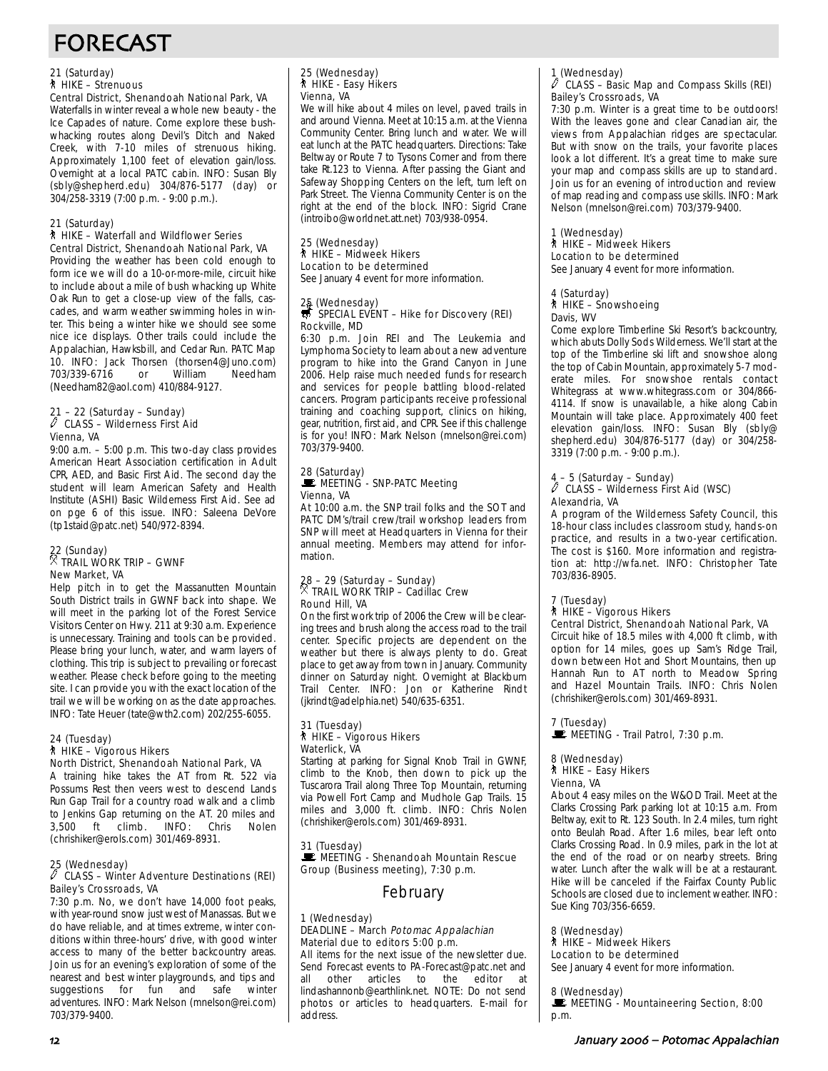# FORECAST

21 (Saturday)
HIKE – Strenuous
Central District, Shenandoah National Park, VA
Waterfalls in winter reveal a whole new beauty - the Ice Capades of nature. Come explore these bushwhacking routes along Devil's Ditch and Naked Creek, with 7-10 miles of strenuous hiking. Approximately 1,100 feet of elevation gain/loss. Overnight at a local PATC cabin. INFO: Susan Bly (sbly@shepherd.edu) 304/876-5177 (day) or 304/258-3319 (7:00 p.m. - 9:00 p.m.).

21 (Saturday)
HIKE – Waterfall and Wildflower Series
Central District, Shenandoah National Park, VA
Providing the weather has been cold enough to form ice we will do a 10-or-more-mile, circuit hike to include about a mile of bush whacking up White Oak Run to get a close-up view of the falls, cascades, and warm weather swimming holes in winter. This being a winter hike we should see some nice ice displays. Other trails could include the Appalachian, Hawksbill, and Cedar Run. PATC Map 10. INFO: Jack Thorsen (thorsen4@Juno.com) 703/339-6716 or William Needham (Needham82@aol.com) 410/884-9127.

21 – 22 (Saturday – Sunday)
CLASS – Wilderness First Aid
Vienna, VA
9:00 a.m. – 5:00 p.m. This two-day class provides American Heart Association certification in Adult CPR, AED, and Basic First Aid. The second day the student will learn American Safety and Health Institute (ASHI) Basic Wilderness First Aid. See ad on pge 6 of this issue. INFO: Saleena DeVore (tp1staid@patc.net) 540/972-8394.

22 (Sunday)
TRAIL WORK TRIP – GWNF
New Market, VA
Help pitch in to get the Massanutten Mountain South District trails in GWNF back into shape. We will meet in the parking lot of the Forest Service Visitors Center on Hwy. 211 at 9:30 a.m. Experience is unnecessary. Training and tools can be provided. Please bring your lunch, water, and warm layers of clothing. This trip is subject to prevailing or forecast weather. Please check before going to the meeting site. I can provide you with the exact location of the trail we will be working on as the date approaches. INFO: Tate Heuer (tate@wth2.com) 202/255-6055.

24 (Tuesday)
HIKE – Vigorous Hikers
North District, Shenandoah National Park, VA
A training hike takes the AT from Rt. 522 via Possums Rest then veers west to descend Lands Run Gap Trail for a country road walk and a climb to Jenkins Gap returning on the AT. 20 miles and 3,500 ft climb. INFO: Chris Nolen (chrishiker@erols.com) 301/469-8931.

25 (Wednesday)
CLASS – Winter Adventure Destinations (REI)
Bailey's Crossroads, VA
7:30 p.m. No, we don't have 14,000 foot peaks, with year-round snow just west of Manassas. But we do have reliable, and at times extreme, winter conditions within three-hours' drive, with good winter access to many of the better backcountry areas. Join us for an evening's exploration of some of the nearest and best winter playgrounds, and tips and suggestions for fun and safe winter adventures. INFO: Mark Nelson (mnelson@rei.com) 703/379-9400.

25 (Wednesday)
HIKE - Easy Hikers
Vienna, VA
We will hike about 4 miles on level, paved trails in and around Vienna. Meet at 10:15 a.m. at the Vienna Community Center. Bring lunch and water. We will eat lunch at the PATC headquarters. Directions: Take Beltway or Route 7 to Tysons Corner and from there take Rt.123 to Vienna. After passing the Giant and Safeway Shopping Centers on the left, turn left on Park Street. The Vienna Community Center is on the right at the end of the block. INFO: Sigrid Crane (introibo@worldnet.att.net) 703/938-0954.

25 (Wednesday)
HIKE – Midweek Hikers
Location to be determined
See January 4 event for more information.

25 (Wednesday)
SPECIAL EVENT – Hike for Discovery (REI)
Rockville, MD
6:30 p.m. Join REI and The Leukemia and Lymphoma Society to learn about a new adventure program to hike into the Grand Canyon in June 2006. Help raise much needed funds for research and services for people battling blood-related cancers. Program participants receive professional training and coaching support, clinics on hiking, gear, nutrition, first aid, and CPR. See if this challenge is for you! INFO: Mark Nelson (mnelson@rei.com) 703/379-9400.

28 (Saturday)
MEETING - SNP-PATC Meeting
Vienna, VA
At 10:00 a.m. the SNP trail folks and the SOT and PATC DM's/trail crew/trail workshop leaders from SNP will meet at Headquarters in Vienna for their annual meeting. Members may attend for information.

28 – 29 (Saturday – Sunday)
TRAIL WORK TRIP – Cadillac Crew
Round Hill, VA
On the first work trip of 2006 the Crew will be clearing trees and brush along the access road to the trail center. Specific projects are dependent on the weather but there is always plenty to do. Great place to get away from town in January. Community dinner on Saturday night. Overnight at Blackburn Trail Center. INFO: Jon or Katherine Rindt (jkrindt@adelphia.net) 540/635-6351.

31 (Tuesday)
HIKE – Vigorous Hikers
Waterlick, VA
Starting at parking for Signal Knob Trail in GWNF, climb to the Knob, then down to pick up the Tuscarora Trail along Three Top Mountain, returning via Powell Fort Camp and Mudhole Gap Trails. 15 miles and 3,000 ft. climb. INFO: Chris Nolen (chrishiker@erols.com) 301/469-8931.

31 (Tuesday)
MEETING - Shenandoah Mountain Rescue Group (Business meeting), 7:30 p.m.

## February

1 (Wednesday)
DEADLINE – March *Potomac Appalachian*
Material due to editors 5:00 p.m.
All items for the next issue of the newsletter due. Send Forecast events to PA-Forecast@patc.net and all other articles to the editor at lindashannonb@earthlink.net. NOTE: Do not send photos or articles to headquarters. E-mail for address.

1 (Wednesday)
CLASS – Basic Map and Compass Skills (REI)
Bailey's Crossroads, VA
7:30 p.m. Winter is a great time to be outdoors! With the leaves gone and clear Canadian air, the views from Appalachian ridges are spectacular. But with snow on the trails, your favorite places look a lot different. It's a great time to make sure your map and compass skills are up to standard. Join us for an evening of introduction and review of map reading and compass use skills. INFO: Mark Nelson (mnelson@rei.com) 703/379-9400.

1 (Wednesday)
HIKE – Midweek Hikers
Location to be determined
See January 4 event for more information.

4 (Saturday)
HIKE – Snowshoeing
Davis, WV
Come explore Timberline Ski Resort's backcountry, which abuts Dolly Sods Wilderness. We'll start at the top of the Timberline ski lift and snowshoe along the top of Cabin Mountain, approximately 5-7 moderate miles. For snowshoe rentals contact Whitegrass at www.whitegrass.com or 304/866-4114. If snow is unavailable, a hike along Cabin Mountain will take place. Approximately 400 feet elevation gain/loss. INFO: Susan Bly (sbly@shepherd.edu) 304/876-5177 (day) or 304/258-3319 (7:00 p.m. - 9:00 p.m.).

4 – 5 (Saturday – Sunday)
CLASS – Wilderness First Aid (WSC)
Alexandria, VA
A program of the Wilderness Safety Council, this 18-hour class includes classroom study, hands-on practice, and results in a two-year certification. The cost is $160. More information and registration at: http://wfa.net. INFO: Christopher Tate 703/836-8905.

7 (Tuesday)
HIKE – Vigorous Hikers
Central District, Shenandoah National Park, VA
Circuit hike of 18.5 miles with 4,000 ft climb, with option for 14 miles, goes up Sam's Ridge Trail, down between Hot and Short Mountains, then up Hannah Run to AT north to Meadow Spring and Hazel Mountain Trails. INFO: Chris Nolen (chrishiker@erols.com) 301/469-8931.

7 (Tuesday)
MEETING - Trail Patrol, 7:30 p.m.

8 (Wednesday)
HIKE – Easy Hikers
Vienna, VA
About 4 easy miles on the W&OD Trail. Meet at the Clarks Crossing Park parking lot at 10:15 a.m. From Beltway, exit to Rt. 123 South. In 2.4 miles, turn right onto Beulah Road. After 1.6 miles, bear left onto Clarks Crossing Road. In 0.9 miles, park in the lot at the end of the road or on nearby streets. Bring water. Lunch after the walk will be at a restaurant. Hike will be canceled if the Fairfax County Public Schools are closed due to inclement weather. INFO: Sue King 703/356-6659.

8 (Wednesday)
HIKE – Midweek Hikers
Location to be determined
See January 4 event for more information.

8 (Wednesday)
MEETING - Mountaineering Section, 8:00 p.m.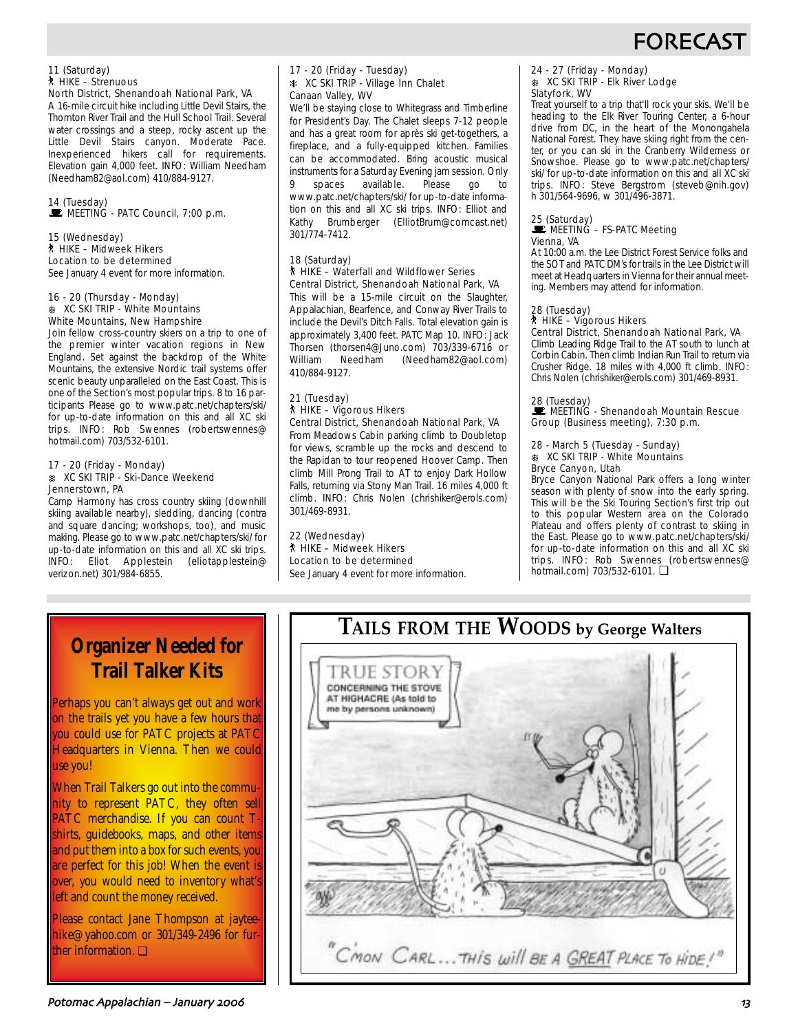# FORECAST

11 (Saturday)
HIKE – Strenuous
North District, Shenandoah National Park, VA
A 16-mile circuit hike including Little Devil Stairs, the Thornton River Trail and the Hull School Trail. Several water crossings and a steep, rocky ascent up the Little Devil Stairs canyon. Moderate Pace. Inexperienced hikers call for requirements. Elevation gain 4,000 feet. INFO: William Needham (Needham82@aol.com) 410/884-9127.

14 (Tuesday)
MEETING - PATC Council, 7:00 p.m.

15 (Wednesday)
HIKE – Midweek Hikers
Location to be determined
See January 4 event for more information.

16 - 20 (Thursday - Monday)
XC SKI TRIP - White Mountains
White Mountains, New Hampshire
Join fellow cross-country skiers on a trip to one of the premier winter vacation regions in New England. Set against the backdrop of the White Mountains, the extensive Nordic trail systems offer scenic beauty unparalleled on the East Coast. This is one of the Section's most popular trips. 8 to 16 participants Please go to www.patc.net/chapters/ski/ for up-to-date information on this and all XC ski trips. INFO: Rob Swennes (robertswennes@hotmail.com) 703/532-6101.

17 - 20 (Friday - Monday)
XC SKI TRIP - Ski-Dance Weekend
Jennerstown, PA
Camp Harmony has cross country skiing (downhill skiing available nearby), sledding, dancing (contra and square dancing; workshops, too), and music making. Please go to www.patc.net/chapters/ski/ for up-to-date information on this and all XC ski trips. INFO: Eliot Applestein (eliotapplestein@verizon.net) 301/984-6855.

17 - 20 (Friday - Tuesday)
XC SKI TRIP - Village Inn Chalet
Canaan Valley, WV
We'll be staying close to Whitegrass and Timberline for President's Day. The Chalet sleeps 7-12 people and has a great room for après ski get-togethers, a fireplace, and a fully-equipped kitchen. Families can be accommodated. Bring acoustic musical instruments for a Saturday Evening jam session. Only 9 spaces available. Please go to www.patc.net/chapters/ski/ for up-to-date information on this and all XC ski trips. INFO: Elliot and Kathy Brumberger (ElliotBrum@comcast.net) 301/774-7412.

18 (Saturday)
HIKE – Waterfall and Wildflower Series
Central District, Shenandoah National Park, VA
This will be a 15-mile circuit on the Slaughter, Appalachian, Bearfence, and Conway River Trails to include the Devil's Ditch Falls. Total elevation gain is approximately 3,400 feet. PATC Map 10. INFO: Jack Thorsen (thorsen4@Juno.com) 703/339-6716 or William Needham (Needham82@aol.com) 410/884-9127.

21 (Tuesday)
HIKE – Vigorous Hikers
Central District, Shenandoah National Park, VA
From Meadows Cabin parking climb to Doubletop for views, scramble up the rocks and descend to the Rapidan to tour reopened Hoover Camp. Then climb Mill Prong Trail to AT to enjoy Dark Hollow Falls, returning via Stony Man Trail. 16 miles 4,000 ft climb. INFO: Chris Nolen (chrishiker@erols.com) 301/469-8931.

22 (Wednesday)
HIKE – Midweek Hikers
Location to be determined
See January 4 event for more information.

24 - 27 (Friday - Monday)
XC SKI TRIP - Elk River Lodge
Slatyfork, WV
Treat yourself to a trip that'll rock your skis. We'll be heading to the Elk River Touring Center, a 6-hour drive from DC, in the heart of the Monongahela National Forest. They have skiing right from the center, or you can ski in the Cranberry Wilderness or Snowshoe. Please go to www.patc.net/chapters/ski/ for up-to-date information on this and all XC ski trips. INFO: Steve Bergstrom (steveb@nih.gov) h 301/564-9696, w 301/496-3871.

25 (Saturday)
MEETING – FS-PATC Meeting
Vienna, VA
At 10:00 a.m. the Lee District Forest Service folks and the SOT and PATC DM's for trails in the Lee District will meet at Headquarters in Vienna for their annual meeting. Members may attend for information.

28 (Tuesday)
HIKE – Vigorous Hikers
Central District, Shenandoah National Park, VA
Climb Leading Ridge Trail to the AT south to lunch at Corbin Cabin. Then climb Indian Run Trail to return via Crusher Ridge. 18 miles with 4,000 ft climb. INFO: Chris Nolen (chrishiker@erols.com) 301/469-8931.

28 (Tuesday)
MEETING - Shenandoah Mountain Rescue Group (Business meeting), 7:30 p.m.

28 - March 5 (Tuesday - Sunday)
XC SKI TRIP - White Mountains
Bryce Canyon, Utah
Bryce Canyon National Park offers a long winter season with plenty of snow into the early spring. This will be the Ski Touring Section's first trip out to this popular Western area on the Colorado Plateau and offers plenty of contrast to skiing in the East. Please go to www.patc.net/chapters/ski/ for up-to-date information on this and all XC ski trips. INFO: Rob Swennes (robertswennes@hotmail.com) 703/532-6101. ❑

## Organizer Needed for Trail Talker Kits

Perhaps you can't always get out and work on the trails yet you have a few hours that you could use for PATC projects at PATC Headquarters in Vienna. Then we could use you!

When Trail Talkers go out into the community to represent PATC, they often sell PATC merchandise. If you can count T-shirts, guidebooks, maps, and other items and put them into a box for such events, you are perfect for this job! When the event is over, you would need to inventory what's left and count the money received.

Please contact Jane Thompson at jayteehike@yahoo.com or 301/349-2496 for further information. ❑

## TAILS FROM THE WOODS by George Walters

TRUE STORY CONCERNING THE STOVE AT HIGHACRE (As told to me by persons unknown)

"C'MON CARL... THIS will BE A GREAT PLACE TO HIDE!"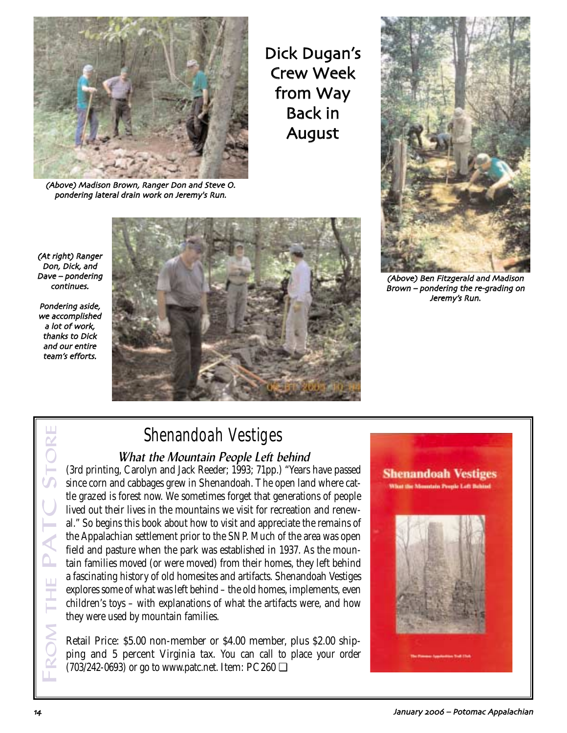# Dick Dugan's Crew Week from Way Back in August

*(Above) Madison Brown, Ranger Don and Steve O. pondering lateral drain work on Jeremy's Run.*

*(At right) Ranger Don, Dick, and Dave – pondering continues.*

*Pondering aside, we accomplished a lot of work, thanks to Dick and our entire team's efforts.*

*(Above) Ben Fitzgerald and Madison Brown – pondering the re-grading on Jeremy's Run.*

FROM THE PATC STORE

## Shenandoah Vestiges

### *What the Mountain People Left behind*

(3rd printing, Carolyn and Jack Reeder; 1993; 71pp.) "Years have passed since corn and cabbages grew in Shenandoah. The open land where cattle grazed is forest now. We sometimes forget that generations of people lived out their lives in the mountains we visit for recreation and renewal." So begins this book about how to visit and appreciate the remains of the Appalachian settlement prior to the SNP. Much of the area was open field and pasture when the park was established in 1937. As the mountain families moved (or were moved) from their homes, they left behind a fascinating history of old homesites and artifacts. Shenandoah Vestiges explores some of what was left behind – the old homes, implements, even children's toys – with explanations of what the artifacts were, and how they were used by mountain families.

Retail Price: $5.00 non-member or $4.00 member, plus $2.00 shipping and 5 percent Virginia tax. You can call to place your order (703/242-0693) or go to www.patc.net. Item: PC 260 ❑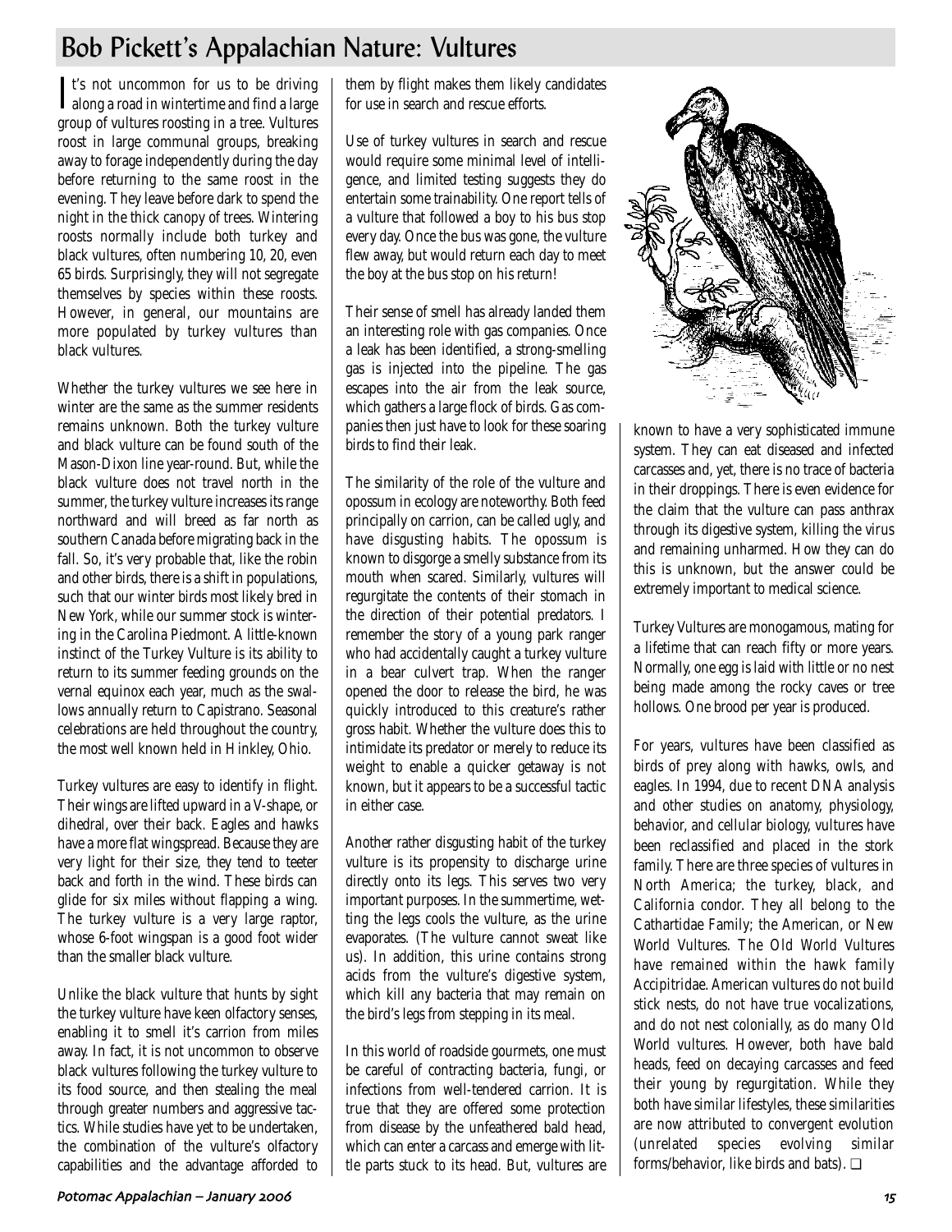# Bob Pickett's Appalachian Nature: Vultures

It's not uncommon for us to be driving along a road in wintertime and find a large group of vultures roosting in a tree. Vultures roost in large communal groups, breaking away to forage independently during the day before returning to the same roost in the evening. They leave before dark to spend the night in the thick canopy of trees. Wintering roosts normally include both turkey and black vultures, often numbering 10, 20, even 65 birds. Surprisingly, they will not segregate themselves by species within these roosts. However, in general, our mountains are more populated by turkey vultures than black vultures.

Whether the turkey vultures we see here in winter are the same as the summer residents remains unknown. Both the turkey vulture and black vulture can be found south of the Mason-Dixon line year-round. But, while the black vulture does not travel north in the summer, the turkey vulture increases its range northward and will breed as far north as southern Canada before migrating back in the fall. So, it's very probable that, like the robin and other birds, there is a shift in populations, such that our winter birds most likely bred in New York, while our summer stock is wintering in the Carolina Piedmont. A little-known instinct of the Turkey Vulture is its ability to return to its summer feeding grounds on the vernal equinox each year, much as the swallows annually return to Capistrano. Seasonal celebrations are held throughout the country, the most well known held in Hinkley, Ohio.

Turkey vultures are easy to identify in flight. Their wings are lifted upward in a V-shape, or dihedral, over their back. Eagles and hawks have a more flat wingspread. Because they are very light for their size, they tend to teeter back and forth in the wind. These birds can glide for six miles without flapping a wing. The turkey vulture is a very large raptor, whose 6-foot wingspan is a good foot wider than the smaller black vulture.

Unlike the black vulture that hunts by sight the turkey vulture have keen olfactory senses, enabling it to smell it's carrion from miles away. In fact, it is not uncommon to observe black vultures following the turkey vulture to its food source, and then stealing the meal through greater numbers and aggressive tactics. While studies have yet to be undertaken, the combination of the vulture's olfactory capabilities and the advantage afforded to them by flight makes them likely candidates for use in search and rescue efforts.

Use of turkey vultures in search and rescue would require some minimal level of intelligence, and limited testing suggests they do entertain some trainability. One report tells of a vulture that followed a boy to his bus stop every day. Once the bus was gone, the vulture flew away, but would return each day to meet the boy at the bus stop on his return!

Their sense of smell has already landed them an interesting role with gas companies. Once a leak has been identified, a strong-smelling gas is injected into the pipeline. The gas escapes into the air from the leak source, which gathers a large flock of birds. Gas companies then just have to look for these soaring birds to find their leak.

The similarity of the role of the vulture and opossum in ecology are noteworthy. Both feed principally on carrion, can be called ugly, and have disgusting habits. The opossum is known to disgorge a smelly substance from its mouth when scared. Similarly, vultures will regurgitate the contents of their stomach in the direction of their potential predators. I remember the story of a young park ranger who had accidentally caught a turkey vulture in a bear culvert trap. When the ranger opened the door to release the bird, he was quickly introduced to this creature's rather gross habit. Whether the vulture does this to intimidate its predator or merely to reduce its weight to enable a quicker getaway is not known, but it appears to be a successful tactic in either case.

Another rather disgusting habit of the turkey vulture is its propensity to discharge urine directly onto its legs. This serves two very important purposes. In the summertime, wetting the legs cools the vulture, as the urine evaporates. (The vulture cannot sweat like us). In addition, this urine contains strong acids from the vulture's digestive system, which kill any bacteria that may remain on the bird's legs from stepping in its meal.

In this world of roadside gourmets, one must be careful of contracting bacteria, fungi, or infections from well-tendered carrion. It is true that they are offered some protection from disease by the unfeathered bald head, which can enter a carcass and emerge with little parts stuck to its head. But, vultures are known to have a very sophisticated immune system. They can eat diseased and infected carcasses and, yet, there is no trace of bacteria in their droppings. There is even evidence for the claim that the vulture can pass anthrax through its digestive system, killing the virus and remaining unharmed. How they can do this is unknown, but the answer could be extremely important to medical science.

Turkey Vultures are monogamous, mating for a lifetime that can reach fifty or more years. Normally, one egg is laid with little or no nest being made among the rocky caves or tree hollows. One brood per year is produced.

For years, vultures have been classified as birds of prey along with hawks, owls, and eagles. In 1994, due to recent DNA analysis and other studies on anatomy, physiology, behavior, and cellular biology, vultures have been reclassified and placed in the stork family. There are three species of vultures in North America; the turkey, black, and California condor. They all belong to the Cathartidae Family; the American, or New World Vultures. The Old World Vultures have remained within the hawk family Accipitridae. American vultures do not build stick nests, do not have true vocalizations, and do not nest colonially, as do many Old World vultures. However, both have bald heads, feed on decaying carcasses and feed their young by regurgitation. While they both have similar lifestyles, these similarities are now attributed to convergent evolution (unrelated species evolving similar forms/behavior, like birds and bats). ❑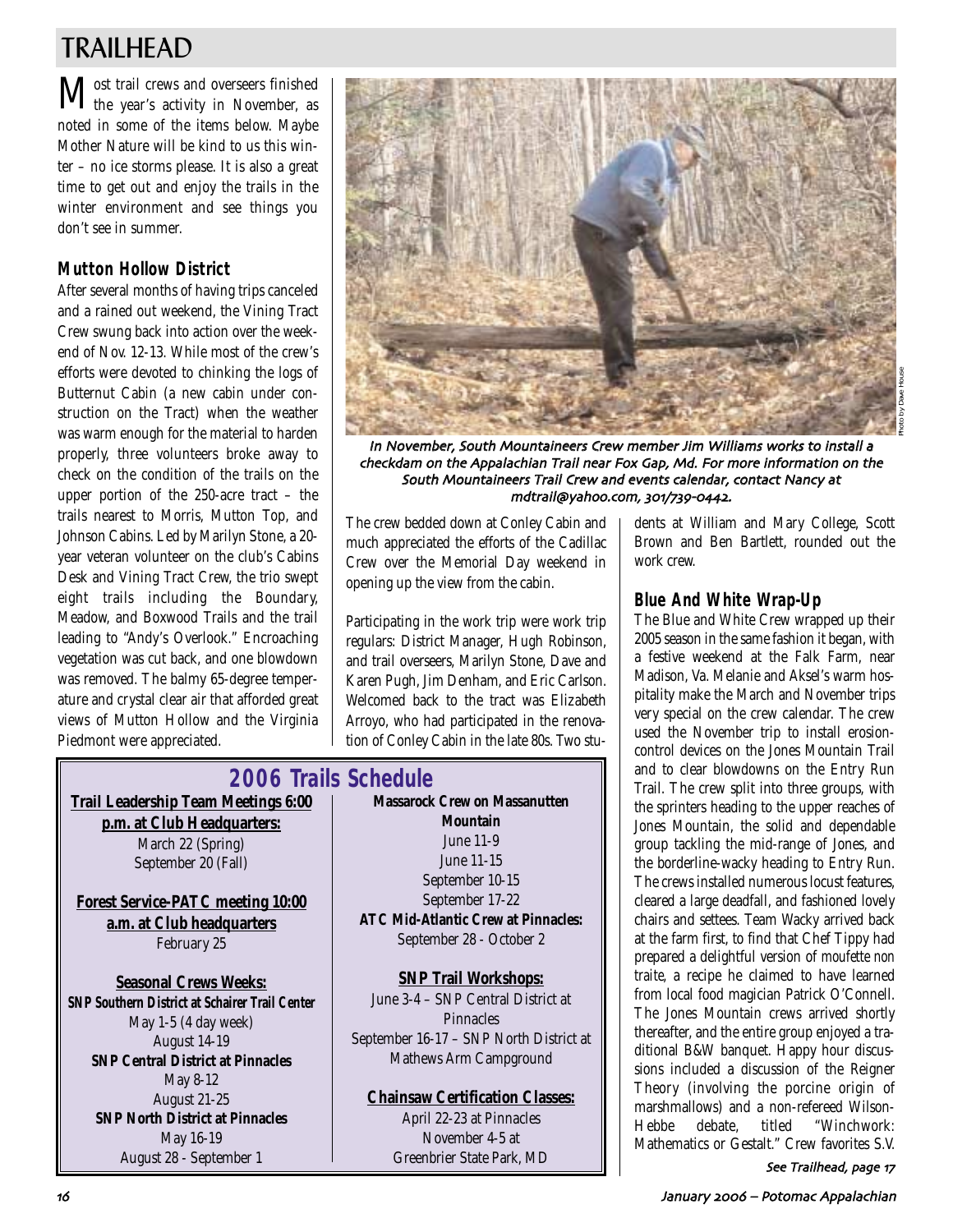# TRAILHEAD

Most trail crews and overseers finished the year's activity in November, as noted in some of the items below. Maybe Mother Nature will be kind to us this winter – no ice storms please. It is also a great time to get out and enjoy the trails in the winter environment and see things you don't see in summer.

## Mutton Hollow District

After several months of having trips canceled and a rained out weekend, the Vining Tract Crew swung back into action over the weekend of Nov. 12-13. While most of the crew's efforts were devoted to chinking the logs of Butternut Cabin (a new cabin under construction on the Tract) when the weather was warm enough for the material to harden properly, three volunteers broke away to check on the condition of the trails on the upper portion of the 250-acre tract – the trails nearest to Morris, Mutton Top, and Johnson Cabins. Led by Marilyn Stone, a 20-year veteran volunteer on the club's Cabins Desk and Vining Tract Crew, the trio swept eight trails including the Boundary, Meadow, and Boxwood Trails and the trail leading to "Andy's Overlook." Encroaching vegetation was cut back, and one blowdown was removed. The balmy 65-degree temperature and crystal clear air that afforded great views of Mutton Hollow and the Virginia Piedmont were appreciated.

*In November, South Mountaineers Crew member Jim Williams works to install a checkdam on the Appalachian Trail near Fox Gap, Md. For more information on the South Mountaineers Trail Crew and events calendar, contact Nancy at mdtrail@yahoo.com, 301/739-0442.*

Photo by Dave House

The crew bedded down at Conley Cabin and much appreciated the efforts of the Cadillac Crew over the Memorial Day weekend in opening up the view from the cabin.

Participating in the work trip were work trip regulars: District Manager, Hugh Robinson, and trail overseers, Marilyn Stone, Dave and Karen Pugh, Jim Denham, and Eric Carlson. Welcomed back to the tract was Elizabeth Arroyo, who had participated in the renovation of Conley Cabin in the late 80s. Two students at William and Mary College, Scott Brown and Ben Bartlett, rounded out the work crew.

## Blue And White Wrap-Up

The Blue and White Crew wrapped up their 2005 season in the same fashion it began, with a festive weekend at the Falk Farm, near Madison, Va. Melanie and Aksel's warm hospitality make the March and November trips very special on the crew calendar. The crew used the November trip to install erosion-control devices on the Jones Mountain Trail and to clear blowdowns on the Entry Run Trail. The crew split into three groups, with the sprinters heading to the upper reaches of Jones Mountain, the solid and dependable group tackling the mid-range of Jones, and the borderline-wacky heading to Entry Run. The crews installed numerous locust features, cleared a large deadfall, and fashioned lovely chairs and settees. Team Wacky arrived back at the farm first, to find that Chef Tippy had prepared a delightful version of *moufette non traite*, a recipe he claimed to have learned from local food magician Patrick O'Connell. The Jones Mountain crews arrived shortly thereafter, and the entire group enjoyed a traditional B&W banquet. Happy hour discussions included a discussion of the Reigner Theory (involving the porcine origin of marshmallows) and a non-refereed Wilson-Hebbe debate, titled "Winchwork: Mathematics or Gestalt." Crew favorites S.V.

*See Trailhead, page 17*

## 2006 Trails Schedule

**Trail Leadership Team Meetings 6:00 p.m. at Club Headquarters:**
March 22 (Spring)
September 20 (Fall)

**Forest Service-PATC meeting 10:00 a.m. at Club headquarters**
February 25

**Seasonal Crews Weeks:**

**SNP Southern District at Schairer Trail Center**
May 1-5 (4 day week)
August 14-19

**SNP Central District at Pinnacles**
May 8-12
August 21-25

**SNP North District at Pinnacles**
May 16-19
August 28 - September 1

**Massarock Crew on Massanutten Mountain**
June 11-9
June 11-15
September 10-15
September 17-22

**ATC Mid-Atlantic Crew at Pinnacles:**
September 28 - October 2

**SNP Trail Workshops:**
June 3-4 – SNP Central District at Pinnacles
September 16-17 – SNP North District at Mathews Arm Campground

**Chainsaw Certification Classes:**
April 22-23 at Pinnacles
November 4-5 at Greenbrier State Park, MD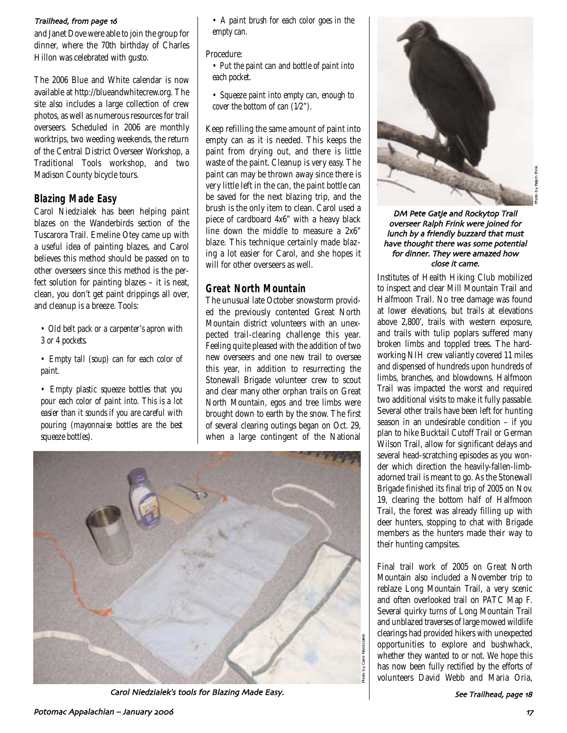*Trailhead, from page 16*

and Janet Dove were able to join the group for dinner, where the 70th birthday of Charles Hillon was celebrated with gusto.

The 2006 Blue and White calendar is now available at http://blueandwhitecrew.org. The site also includes a large collection of crew photos, as well as numerous resources for trail overseers. Scheduled in 2006 are monthly worktrips, two weeding weekends, the return of the Central District Overseer Workshop, a Traditional Tools workshop, and two Madison County bicycle tours.

## Blazing Made Easy

Carol Niedzialek has been helping paint blazes on the Wanderbirds section of the Tuscarora Trail. Emeline Otey came up with a useful idea of painting blazes, and Carol believes this method should be passed on to other overseers since this method is the perfect solution for painting blazes – it is neat, clean, you don't get paint drippings all over, and cleanup is a breeze. Tools:

- *Old belt pack or a carpenter's apron with 3 or 4 pockets.*
- *Empty tall (soup) can for each color of paint.*
- *Empty plastic squeeze bottles that you pour each color of paint into. This is a lot easier than it sounds if you are careful with pouring (mayonnaise bottles are the best squeeze bottles).*
- *A paint brush for each color goes in the empty can.*

Procedure:

- *Put the paint can and bottle of paint into each pocket.*
- *Squeeze paint into empty can, enough to cover the bottom of can (1⁄2").*

Keep refilling the same amount of paint into empty can as it is needed. This keeps the paint from drying out, and there is little waste of the paint. Cleanup is very easy. The paint can may be thrown away since there is very little left in the can, the paint bottle can be saved for the next blazing trip, and the brush is the only item to clean. Carol used a piece of cardboard 4x6" with a heavy black line down the middle to measure a 2x6" blaze. This technique certainly made blazing a lot easier for Carol, and she hopes it will for other overseers as well.

## Great North Mountain

The unusual late October snowstorm provided the previously contented Great North Mountain district volunteers with an unexpected trail-clearing challenge this year. Feeling quite pleased with the addition of two new overseers and one new trail to oversee this year, in addition to resurrecting the Stonewall Brigade volunteer crew to scout and clear many other orphan trails on Great North Mountain, egos and tree limbs were brought down to earth by the snow. The first of several clearing outings began on Oct. 29, when a large contingent of the National Institutes of Health Hiking Club mobilized to inspect and clear Mill Mountain Trail and Halfmoon Trail. No tree damage was found at lower elevations, but trails at elevations above 2,800', trails with western exposure, and trails with tulip poplars suffered many broken limbs and toppled trees. The hard-working NIH crew valiantly covered 11 miles and dispensed of hundreds upon hundreds of limbs, branches, and blowdowns. Halfmoon Trail was impacted the worst and required two additional visits to make it fully passable. Several other trails have been left for hunting season in an undesirable condition – if you plan to hike Bucktail Cutoff Trail or German Wilson Trail, allow for significant delays and several head-scratching episodes as you wonder which direction the heavily-fallen-limb-adorned trail is meant to go. As the Stonewall Brigade finished its final trip of 2005 on Nov. 19, clearing the bottom half of Halfmoon Trail, the forest was already filling up with deer hunters, stopping to chat with Brigade members as the hunters made their way to their hunting campsites.

Final trail work of 2005 on Great North Mountain also included a November trip to reblaze Long Mountain Trail, a very scenic and often overlooked trail on PATC Map F. Several quirky turns of Long Mountain Trail and unblazed traverses of large mowed wildlife clearings had provided hikers with unexpected opportunities to explore and bushwhack, whether they wanted to or not. We hope this has now been fully rectified by the efforts of volunteers David Webb and Maria Oria,

*See Trailhead, page 18*

Photo by Ralph Frink

*DM Pete Gatje and Rockytop Trail overseer Ralph Frink were joined for lunch by a friendly buzzard that must have thought there was some potential for dinner. They were amazed how close it came.*

Photo by Carol Niedzialek

*Carol Niedzialek's tools for Blazing Made Easy.*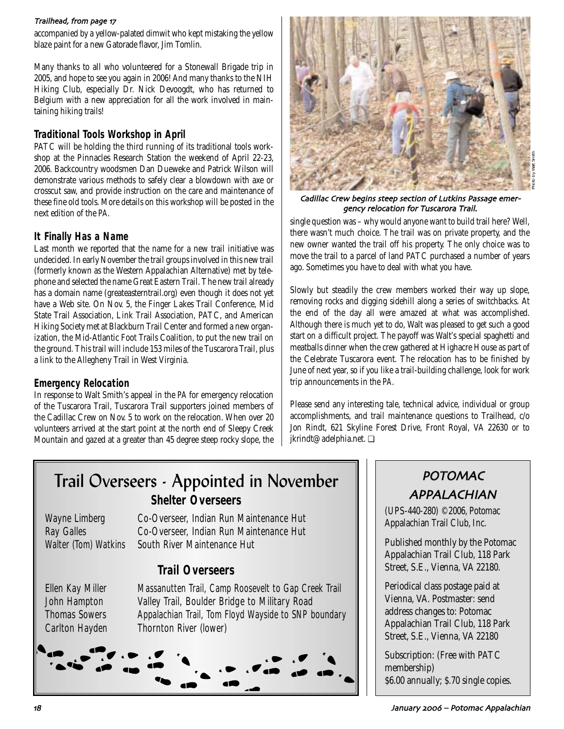*Trailhead, from page 17*

accompanied by a yellow-palated dimwit who kept mistaking the yellow blaze paint for a new Gatorade flavor, Jim Tomlin.

Many thanks to all who volunteered for a Stonewall Brigade trip in 2005, and hope to see you again in 2006! And many thanks to the NIH Hiking Club, especially Dr. Nick Devoogdt, who has returned to Belgium with a new appreciation for all the work involved in maintaining hiking trails!

## Traditional Tools Workshop in April

PATC will be holding the third running of its traditional tools workshop at the Pinnacles Research Station the weekend of April 22-23, 2006. Backcountry woodsmen Dan Dueweke and Patrick Wilson will demonstrate various methods to safely clear a blowdown with axe or crosscut saw, and provide instruction on the care and maintenance of these fine old tools. More details on this workshop will be posted in the next edition of the *PA*.

## It Finally Has a Name

Last month we reported that the name for a new trail initiative was undecided. In early November the trail groups involved in this new trail (formerly known as the Western Appalachian Alternative) met by telephone and selected the name Great Eastern Trail. The new trail already has a domain name (greateasterntrail.org) even though it does not yet have a Web site. On Nov. 5, the Finger Lakes Trail Conference, Mid State Trail Association, Link Trail Association, PATC, and American Hiking Society met at Blackburn Trail Center and formed a new organization, the Mid-Atlantic Foot Trails Coalition, to put the new trail on the ground. This trail will include 153 miles of the Tuscarora Trail, plus a link to the Allegheny Trail in West Virginia.

## Emergency Relocation

In response to Walt Smith's appeal in the *PA* for emergency relocation of the Tuscarora Trail, Tuscarora Trail supporters joined members of the Cadillac Crew on Nov. 5 to work on the relocation. When over 20 volunteers arrived at the start point at the north end of Sleepy Creek Mountain and gazed at a greater than 45 degree steep rocky slope, the single question was – why would anyone want to build trail here? Well, there wasn't much choice. The trail was on private property, and the new owner wanted the trail off his property. The only choice was to move the trail to a parcel of land PATC purchased a number of years ago. Sometimes you have to deal with what you have.

*Cadillac Crew begins steep section of Lutkins Passage emergency relocation for Tuscarora Trail.* Photo by Walt Smith

Slowly but steadily the crew members worked their way up slope, removing rocks and digging sidehill along a series of switchbacks. At the end of the day all were amazed at what was accomplished. Although there is much yet to do, Walt was pleased to get such a good start on a difficult project. The payoff was Walt's special spaghetti and meatballs dinner when the crew gathered at Highacre House as part of the Celebrate Tuscarora event. The relocation has to be finished by June of next year, so if you like a trail-building challenge, look for work trip announcements in the *PA*.

Please send any interesting tale, technical advice, individual or group accomplishments, and trail maintenance questions to Trailhead, c/o Jon Rindt, 621 Skyline Forest Drive, Front Royal, VA 22630 or to jkrindt@adelphia.net. ❑

# Trail Overseers - Appointed in November

### Shelter Overseers

| | |
|---|---|
| Wayne Limberg | Co-Overseer, Indian Run Maintenance Hut |
| Ray Galles | Co-Overseer, Indian Run Maintenance Hut |
| Walter (Tom) Watkins | South River Maintenance Hut |

### Trail Overseers

| | |
|---|---|
| Ellen Kay Miller | Massanutten Trail, Camp Roosevelt to Gap Creek Trail |
| John Hampton | Valley Trail, Boulder Bridge to Military Road |
| Thomas Sowers | Appalachian Trail, Tom Floyd Wayside to SNP boundary |
| Carlton Hayden | Thornton River (lower) |

## POTOMAC APPALACHIAN

(UPS-440-280) ©2006, Potomac Appalachian Trail Club, Inc.

Published monthly by the Potomac Appalachian Trail Club, 118 Park Street, S.E., Vienna, VA 22180.

Periodical class postage paid at Vienna, VA. Postmaster: send address changes to: Potomac Appalachian Trail Club, 118 Park Street, S.E., Vienna, VA 22180

Subscription: (Free with PATC membership) $6.00 annually; $.70 single copies.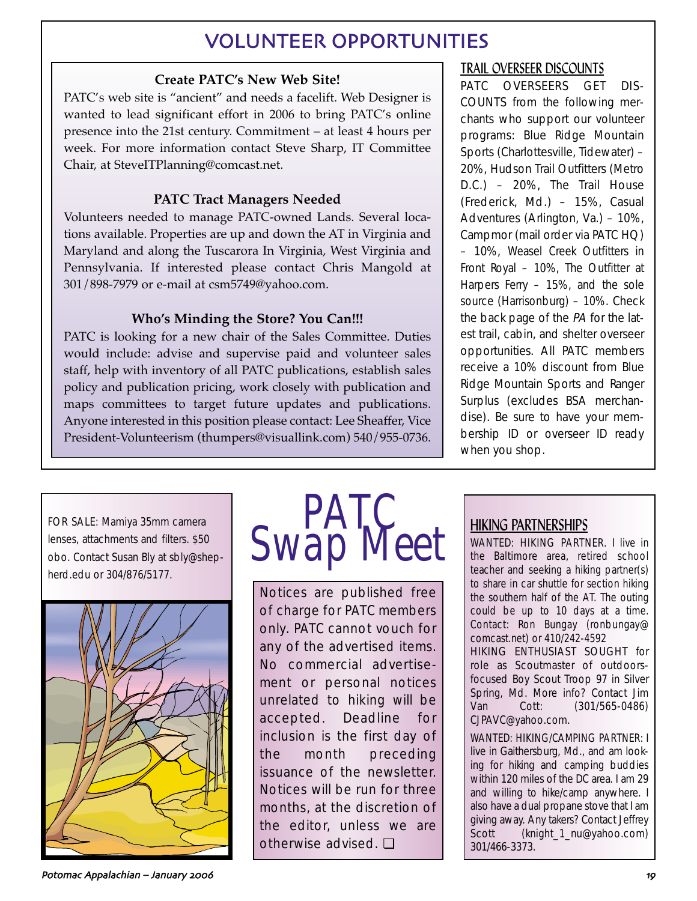# VOLUNTEER OPPORTUNITIES

### Create PATC's New Web Site!

PATC's web site is "ancient" and needs a facelift. Web Designer is wanted to lead significant effort in 2006 to bring PATC's online presence into the 21st century. Commitment – at least 4 hours per week. For more information contact Steve Sharp, IT Committee Chair, at SteveITPlanning@comcast.net.

### PATC Tract Managers Needed

Volunteers needed to manage PATC-owned Lands. Several locations available. Properties are up and down the AT in Virginia and Maryland and along the Tuscarora In Virginia, West Virginia and Pennsylvania. If interested please contact Chris Mangold at 301/898-7979 or e-mail at csm5749@yahoo.com.

### Who's Minding the Store? You Can!!!

PATC is looking for a new chair of the Sales Committee. Duties would include: advise and supervise paid and volunteer sales staff, help with inventory of all PATC publications, establish sales policy and publication pricing, work closely with publication and maps committees to target future updates and publications. Anyone interested in this position please contact: Lee Sheaffer, Vice President-Volunteerism (thumpers@visuallink.com) 540/955-0736.

### TRAIL OVERSEER DISCOUNTS

PATC OVERSEERS GET DISCOUNTS from the following merchants who support our volunteer programs: Blue Ridge Mountain Sports (Charlottesville, Tidewater) – 20%, Hudson Trail Outfitters (Metro D.C.) – 20%, The Trail House (Frederick, Md.) – 15%, Casual Adventures (Arlington, Va.) – 10%, Campmor (mail order via PATC HQ) – 10%, Weasel Creek Outfitters in Front Royal – 10%, The Outfitter at Harpers Ferry – 15%, and the sole source (Harrisonburg) – 10%. Check the back page of the *PA* for the latest trail, cabin, and shelter overseer opportunities. All PATC members receive a 10% discount from Blue Ridge Mountain Sports and Ranger Surplus (excludes BSA merchandise). Be sure to have your membership ID or overseer ID ready when you shop.

# PATC Swap Meet

Notices are published free of charge for PATC members only. PATC cannot vouch for any of the advertised items. No commercial advertisement or personal notices unrelated to hiking will be accepted. Deadline for inclusion is the first day of the month preceding issuance of the newsletter. Notices will be run for three months, at the discretion of the editor, unless we are otherwise advised. ❑

FOR SALE: Mamiya 35mm camera lenses, attachments and filters. $50 obo. Contact Susan Bly at sbly@shepherd.edu or 304/876/5177.

### HIKING PARTNERSHIPS

WANTED: HIKING PARTNER. I live in the Baltimore area, retired school teacher and seeking a hiking partner(s) to share in car shuttle for section hiking the southern half of the AT. The outing could be up to 10 days at a time. Contact: Ron Bungay (ronbungay@comcast.net) or 410/242-4592

HIKING ENTHUSIAST SOUGHT for role as Scoutmaster of outdoors-focused Boy Scout Troop 97 in Silver Spring, Md. More info? Contact Jim Van Cott: (301/565-0486) CJPAVC@yahoo.com.

WANTED: HIKING/CAMPING PARTNER: I live in Gaithersburg, Md., and am looking for hiking and camping buddies within 120 miles of the DC area. I am 29 and willing to hike/camp anywhere. I also have a dual propane stove that I am giving away. Any takers? Contact Jeffrey Scott (knight_1_nu@yahoo.com) 301/466-3373.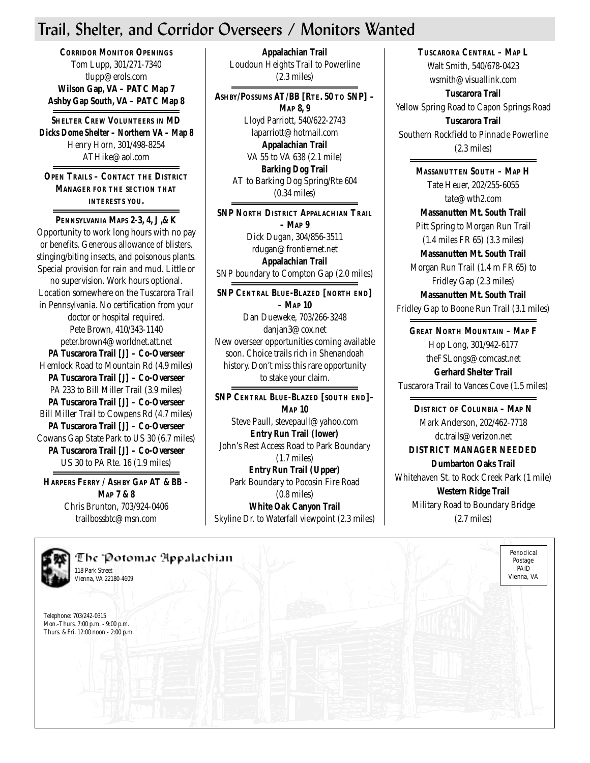# Trail, Shelter, and Corridor Overseers / Monitors Wanted

**CORRIDOR MONITOR OPENINGS**
Tom Lupp, 301/271-7340
tlupp@erols.com
**Wilson Gap, VA – PATC Map 7**
**Ashby Gap South, VA – PATC Map 8**

**SHELTER CREW VOLUNTEERS IN MD**
**Dicks Dome Shelter – Northern VA – Map 8**
Henry Horn, 301/498-8254
ATHike@aol.com

**OPEN TRAILS – CONTACT THE DISTRICT MANAGER FOR THE SECTION THAT INTERESTS YOU.**

**PENNSYLVANIA MAPS 2-3, 4, J ,& K**
Opportunity to work long hours with no pay or benefits. Generous allowance of blisters, stinging/biting insects, and poisonous plants. Special provision for rain and mud. Little or no supervision. Work hours optional. Location somewhere on the Tuscarora Trail in Pennsylvania. No certification from your doctor or hospital required.
Pete Brown, 410/343-1140
peter.brown4@worldnet.att.net
**PA Tuscarora Trail [J] – Co-Overseer**
Hemlock Road to Mountain Rd (4.9 miles)
**PA Tuscarora Trail [J] – Co-Overseer**
PA 233 to Bill Miller Trail (3.9 miles)
**PA Tuscarora Trail [J] – Co-Overseer**
Bill Miller Trail to Cowpens Rd (4.7 miles)
**PA Tuscarora Trail [J] – Co-Overseer**
Cowans Gap State Park to US 30 (6.7 miles)
**PA Tuscarora Trail [J] – Co-Overseer**
US 30 to PA Rte. 16 (1.9 miles)

**HARPERS FERRY / ASHBY GAP AT & BB – MAP 7 & 8**
Chris Brunton, 703/924-0406
trailbossbtc@msn.com
**Appalachian Trail**
Loudoun Heights Trail to Powerline (2.3 miles)

**ASHBY/POSSUMS AT/BB [RTE. 50 TO SNP] – MAP 8, 9**
Lloyd Parriott, 540/622-2743
laparriott@hotmail.com
**Appalachian Trail**
VA 55 to VA 638 (2.1 mile)
**Barking Dog Trail**
AT to Barking Dog Spring/Rte 604 (0.34 miles)

**SNP NORTH DISTRICT APPALACHIAN TRAIL – MAP 9**
Dick Dugan, 304/856-3511
rdugan@frontiernet.net
**Appalachian Trail**
SNP boundary to Compton Gap (2.0 miles)

**SNP CENTRAL BLUE-BLAZED [NORTH END] – MAP 10**
Dan Dueweke, 703/266-3248
danjan3@cox.net
New overseer opportunities coming available soon. Choice trails rich in Shenandoah history. Don't miss this rare opportunity to stake your claim.

**SNP CENTRAL BLUE-BLAZED [SOUTH END]– MAP 10**
Steve Paull, stevepaull@yahoo.com
**Entry Run Trail (lower)**
John's Rest Access Road to Park Boundary (1.7 miles)
**Entry Run Trail (Upper)**
Park Boundary to Pocosin Fire Road (0.8 miles)
**White Oak Canyon Trail**
Skyline Dr. to Waterfall viewpoint (2.3 miles)

**TUSCARORA CENTRAL – MAP L**
Walt Smith, 540/678-0423
wsmith@visuallink.com
**Tuscarora Trail**
Yellow Spring Road to Capon Springs Road
**Tuscarora Trail**
Southern Rockfield to Pinnacle Powerline (2.3 miles)

**MASSANUTTEN SOUTH – MAP H**
Tate Heuer, 202/255-6055
tate@wth2.com
**Massanutten Mt. South Trail**
Pitt Spring to Morgan Run Trail (1.4 miles FR 65) (3.3 miles)
**Massanutten Mt. South Trail**
Morgan Run Trail (1.4 m FR 65) to Fridley Gap (2.3 miles)
**Massanutten Mt. South Trail**
Fridley Gap to Boone Run Trail (3.1 miles)

**GREAT NORTH MOUNTAIN – MAP F**
Hop Long, 301/942-6177
theFSLongs@comcast.net
**Gerhard Shelter Trail**
Tuscarora Trail to Vances Cove (1.5 miles)

**DISTRICT OF COLUMBIA – MAP N**
Mark Anderson, 202/462-7718
dc.trails@verizon.net
**DISTRICT MANAGER NEEDED**
**Dumbarton Oaks Trail**
Whitehaven St. to Rock Creek Park (1 mile)
**Western Ridge Trail**
Military Road to Boundary Bridge (2.7 miles)

---

The Potomac Appalachian
118 Park Street
Vienna, VA 22180-4609

Periodical Postage PAID Vienna, VA

Telephone: 703/242-0315
Mon.-Thurs. 7:00 p.m. - 9:00 p.m.
Thurs. & Fri. 12:00 noon - 2:00 p.m.